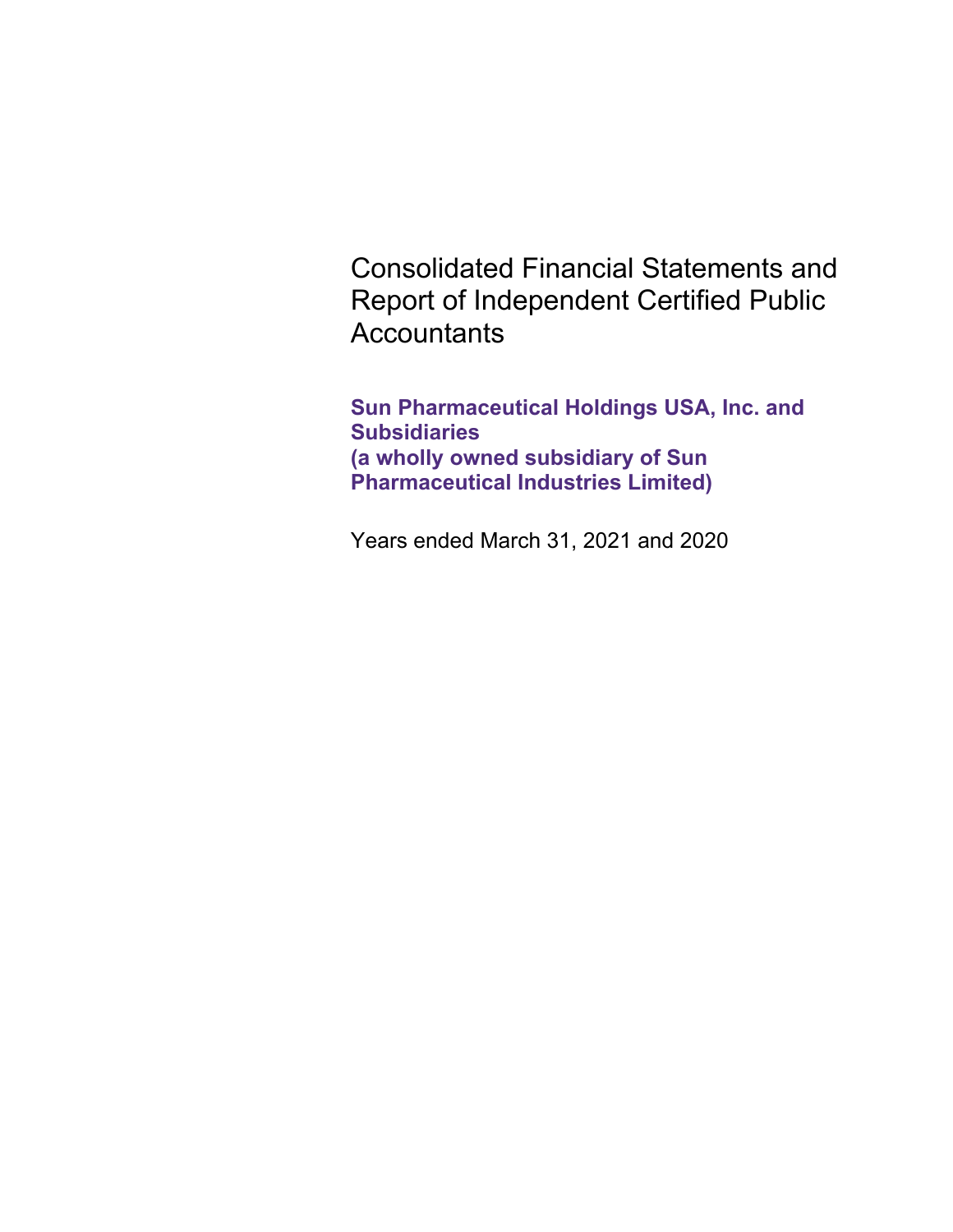# Consolidated Financial Statements and Report of Independent Certified Public Accountants

**Sun Pharmaceutical Holdings USA, Inc. and Subsidiaries**
**(a wholly owned subsidiary of Sun Pharmaceutical Industries Limited)**

Years ended March 31, 2021 and 2020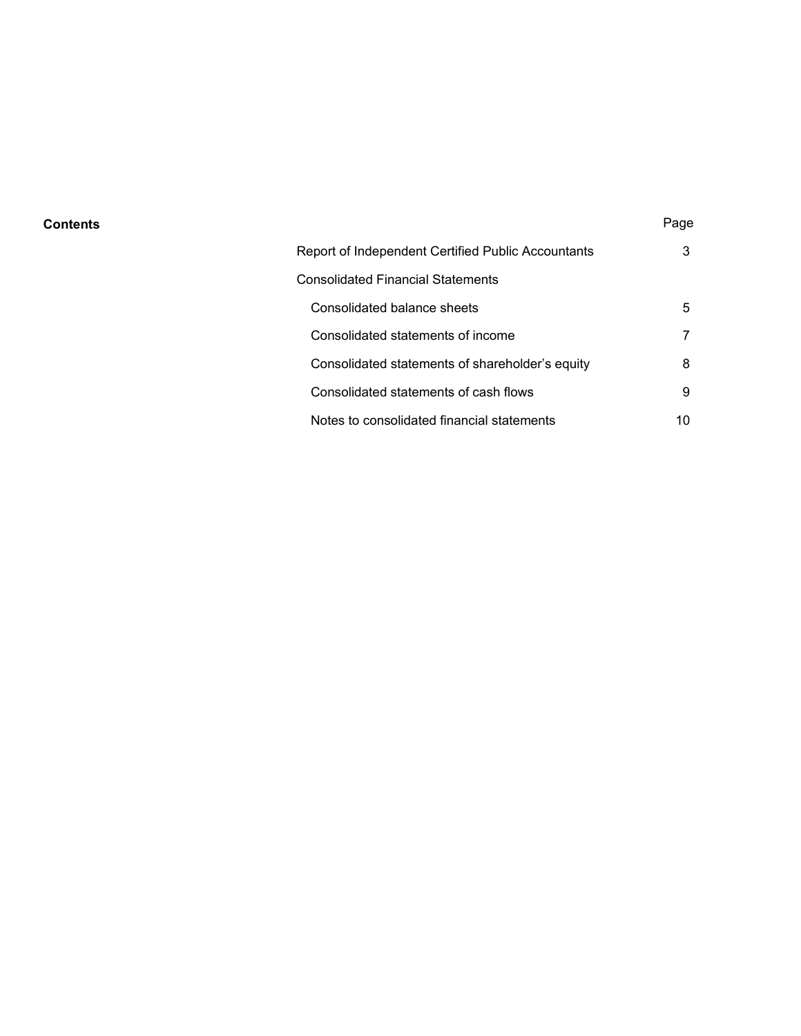**Contents**

| | Page |
|---|---|
| Report of Independent Certified Public Accountants | 3 |
| Consolidated Financial Statements | |
| Consolidated balance sheets | 5 |
| Consolidated statements of income | 7 |
| Consolidated statements of shareholder's equity | 8 |
| Consolidated statements of cash flows | 9 |
| Notes to consolidated financial statements | 10 |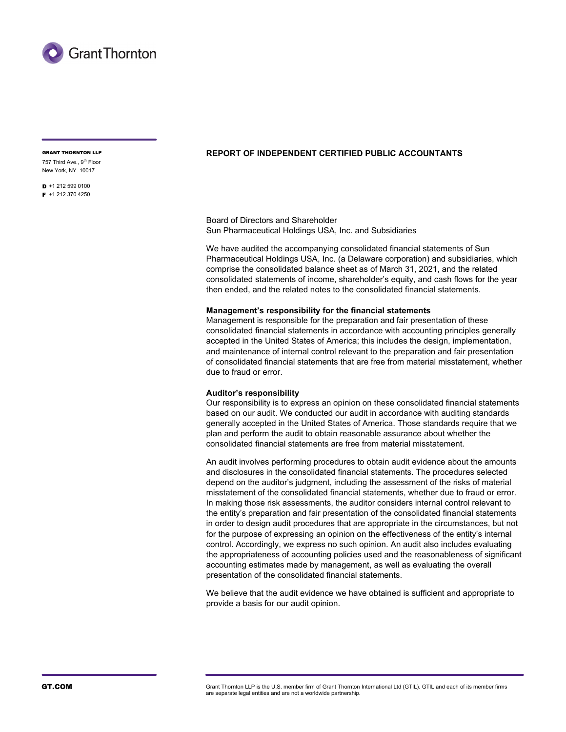GRANT THORNTON LLP

757 Third Ave., 9th Floor
New York, NY 10017

D +1 212 599 0100
F +1 212 370 4250

## REPORT OF INDEPENDENT CERTIFIED PUBLIC ACCOUNTANTS

Board of Directors and Shareholder
Sun Pharmaceutical Holdings USA, Inc. and Subsidiaries

We have audited the accompanying consolidated financial statements of Sun Pharmaceutical Holdings USA, Inc. (a Delaware corporation) and subsidiaries, which comprise the consolidated balance sheet as of March 31, 2021, and the related consolidated statements of income, shareholder's equity, and cash flows for the year then ended, and the related notes to the consolidated financial statements.

**Management's responsibility for the financial statements**

Management is responsible for the preparation and fair presentation of these consolidated financial statements in accordance with accounting principles generally accepted in the United States of America; this includes the design, implementation, and maintenance of internal control relevant to the preparation and fair presentation of consolidated financial statements that are free from material misstatement, whether due to fraud or error.

**Auditor's responsibility**

Our responsibility is to express an opinion on these consolidated financial statements based on our audit. We conducted our audit in accordance with auditing standards generally accepted in the United States of America. Those standards require that we plan and perform the audit to obtain reasonable assurance about whether the consolidated financial statements are free from material misstatement.

An audit involves performing procedures to obtain audit evidence about the amounts and disclosures in the consolidated financial statements. The procedures selected depend on the auditor's judgment, including the assessment of the risks of material misstatement of the consolidated financial statements, whether due to fraud or error. In making those risk assessments, the auditor considers internal control relevant to the entity's preparation and fair presentation of the consolidated financial statements in order to design audit procedures that are appropriate in the circumstances, but not for the purpose of expressing an opinion on the effectiveness of the entity's internal control. Accordingly, we express no such opinion. An audit also includes evaluating the appropriateness of accounting policies used and the reasonableness of significant accounting estimates made by management, as well as evaluating the overall presentation of the consolidated financial statements.

We believe that the audit evidence we have obtained is sufficient and appropriate to provide a basis for our audit opinion.

GT.COM

Grant Thornton LLP is the U.S. member firm of Grant Thornton International Ltd (GTIL). GTIL and each of its member firms are separate legal entities and are not a worldwide partnership.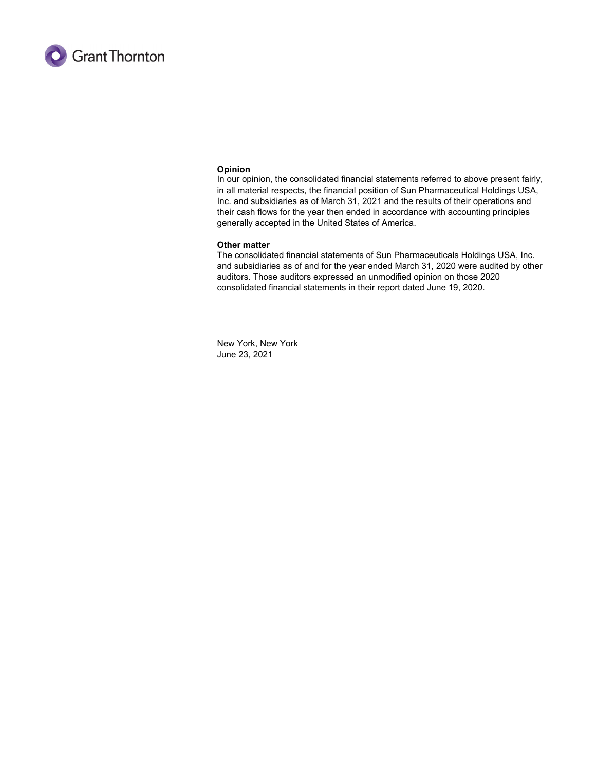**Opinion**

In our opinion, the consolidated financial statements referred to above present fairly, in all material respects, the financial position of Sun Pharmaceutical Holdings USA, Inc. and subsidiaries as of March 31, 2021 and the results of their operations and their cash flows for the year then ended in accordance with accounting principles generally accepted in the United States of America.

**Other matter**

The consolidated financial statements of Sun Pharmaceuticals Holdings USA, Inc. and subsidiaries as of and for the year ended March 31, 2020 were audited by other auditors. Those auditors expressed an unmodified opinion on those 2020 consolidated financial statements in their report dated June 19, 2020.

New York, New York
June 23, 2021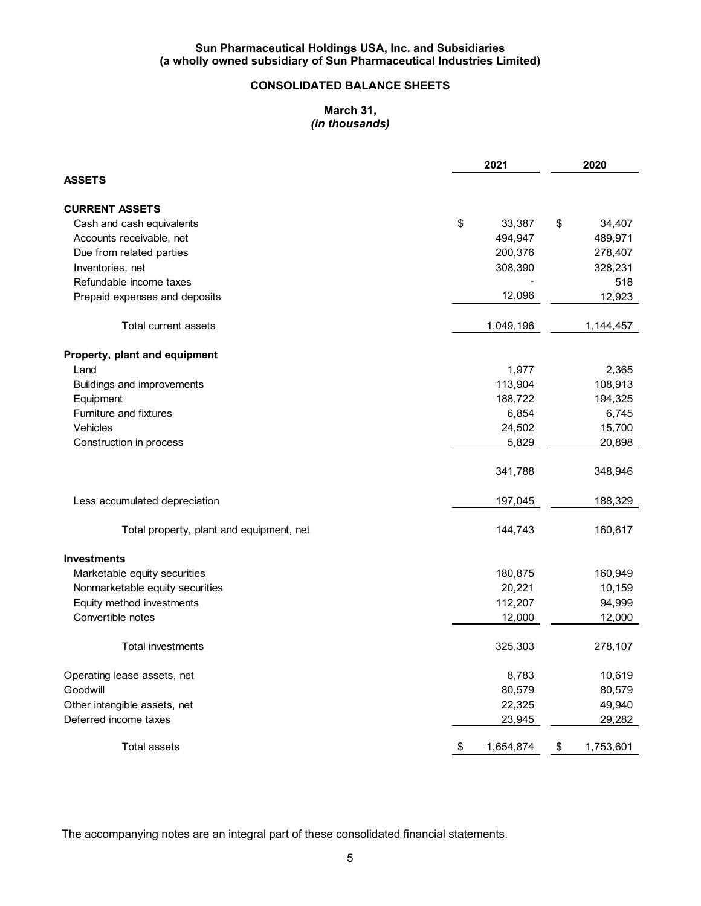**Sun Pharmaceutical Holdings USA, Inc. and Subsidiaries**
**(a wholly owned subsidiary of Sun Pharmaceutical Industries Limited)**

## CONSOLIDATED BALANCE SHEETS

**March 31,**
***(in thousands)***

| | 2021 | 2020 |
|---|---|---|
| **ASSETS** | | |
| **CURRENT ASSETS** | | |
| Cash and cash equivalents | $ 33,387 | $ 34,407 |
| Accounts receivable, net | 494,947 | 489,971 |
| Due from related parties | 200,376 | 278,407 |
| Inventories, net | 308,390 | 328,231 |
| Refundable income taxes | - | 518 |
| Prepaid expenses and deposits | 12,096 | 12,923 |
| Total current assets | 1,049,196 | 1,144,457 |
| **Property, plant and equipment** | | |
| Land | 1,977 | 2,365 |
| Buildings and improvements | 113,904 | 108,913 |
| Equipment | 188,722 | 194,325 |
| Furniture and fixtures | 6,854 | 6,745 |
| Vehicles | 24,502 | 15,700 |
| Construction in process | 5,829 | 20,898 |
| | 341,788 | 348,946 |
| Less accumulated depreciation | 197,045 | 188,329 |
| Total property, plant and equipment, net | 144,743 | 160,617 |
| **Investments** | | |
| Marketable equity securities | 180,875 | 160,949 |
| Nonmarketable equity securities | 20,221 | 10,159 |
| Equity method investments | 112,207 | 94,999 |
| Convertible notes | 12,000 | 12,000 |
| Total investments | 325,303 | 278,107 |
| Operating lease assets, net | 8,783 | 10,619 |
| Goodwill | 80,579 | 80,579 |
| Other intangible assets, net | 22,325 | 49,940 |
| Deferred income taxes | 23,945 | 29,282 |
| Total assets | $ 1,654,874 | $ 1,753,601 |

The accompanying notes are an integral part of these consolidated financial statements.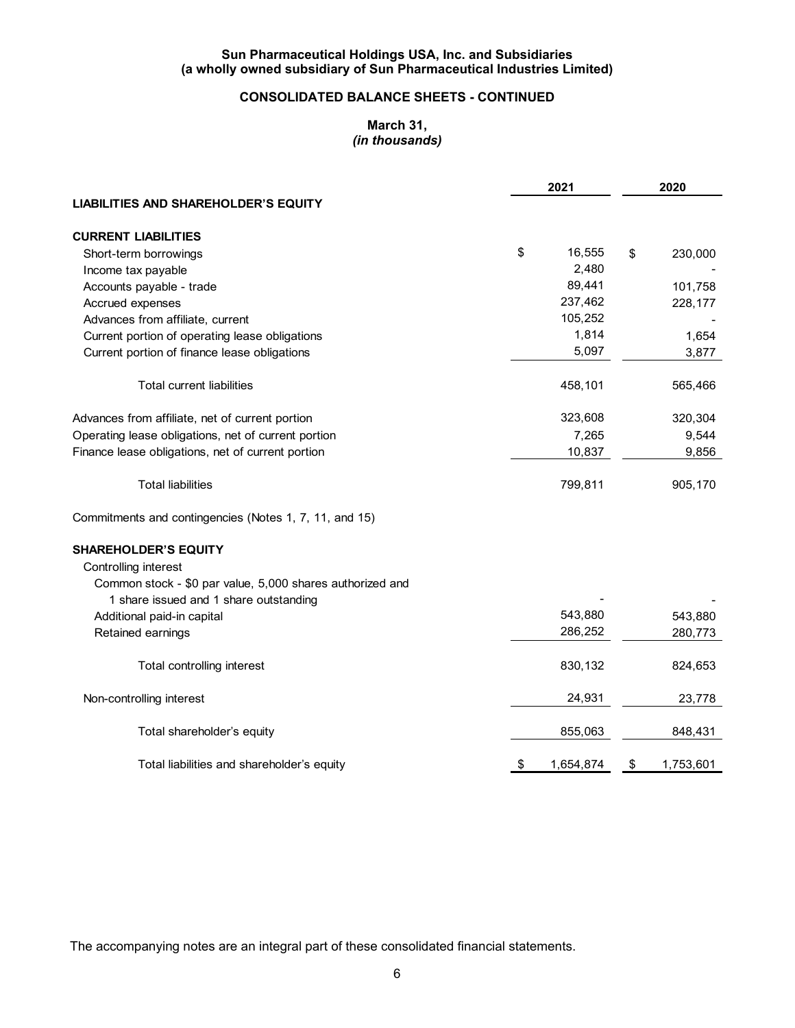**Sun Pharmaceutical Holdings USA, Inc. and Subsidiaries**
**(a wholly owned subsidiary of Sun Pharmaceutical Industries Limited)**

## CONSOLIDATED BALANCE SHEETS - CONTINUED

**March 31,**
***(in thousands)***

| | 2021 | 2020 |
|---|---|---|
| **LIABILITIES AND SHAREHOLDER'S EQUITY** | | |
| **CURRENT LIABILITIES** | | |
| Short-term borrowings | $ 16,555 | $ 230,000 |
| Income tax payable | 2,480 | - |
| Accounts payable - trade | 89,441 | 101,758 |
| Accrued expenses | 237,462 | 228,177 |
| Advances from affiliate, current | 105,252 | - |
| Current portion of operating lease obligations | 1,814 | 1,654 |
| Current portion of finance lease obligations | 5,097 | 3,877 |
| Total current liabilities | 458,101 | 565,466 |
| Advances from affiliate, net of current portion | 323,608 | 320,304 |
| Operating lease obligations, net of current portion | 7,265 | 9,544 |
| Finance lease obligations, net of current portion | 10,837 | 9,856 |
| Total liabilities | 799,811 | 905,170 |
| Commitments and contingencies (Notes 1, 7, 11, and 15) | | |
| **SHAREHOLDER'S EQUITY** | | |
| Controlling interest | | |
| Common stock - $0 par value, 5,000 shares authorized and 1 share issued and 1 share outstanding | - | - |
| Additional paid-in capital | 543,880 | 543,880 |
| Retained earnings | 286,252 | 280,773 |
| Total controlling interest | 830,132 | 824,653 |
| Non-controlling interest | 24,931 | 23,778 |
| Total shareholder's equity | 855,063 | 848,431 |
| Total liabilities and shareholder's equity | $ 1,654,874 | $ 1,753,601 |

The accompanying notes are an integral part of these consolidated financial statements.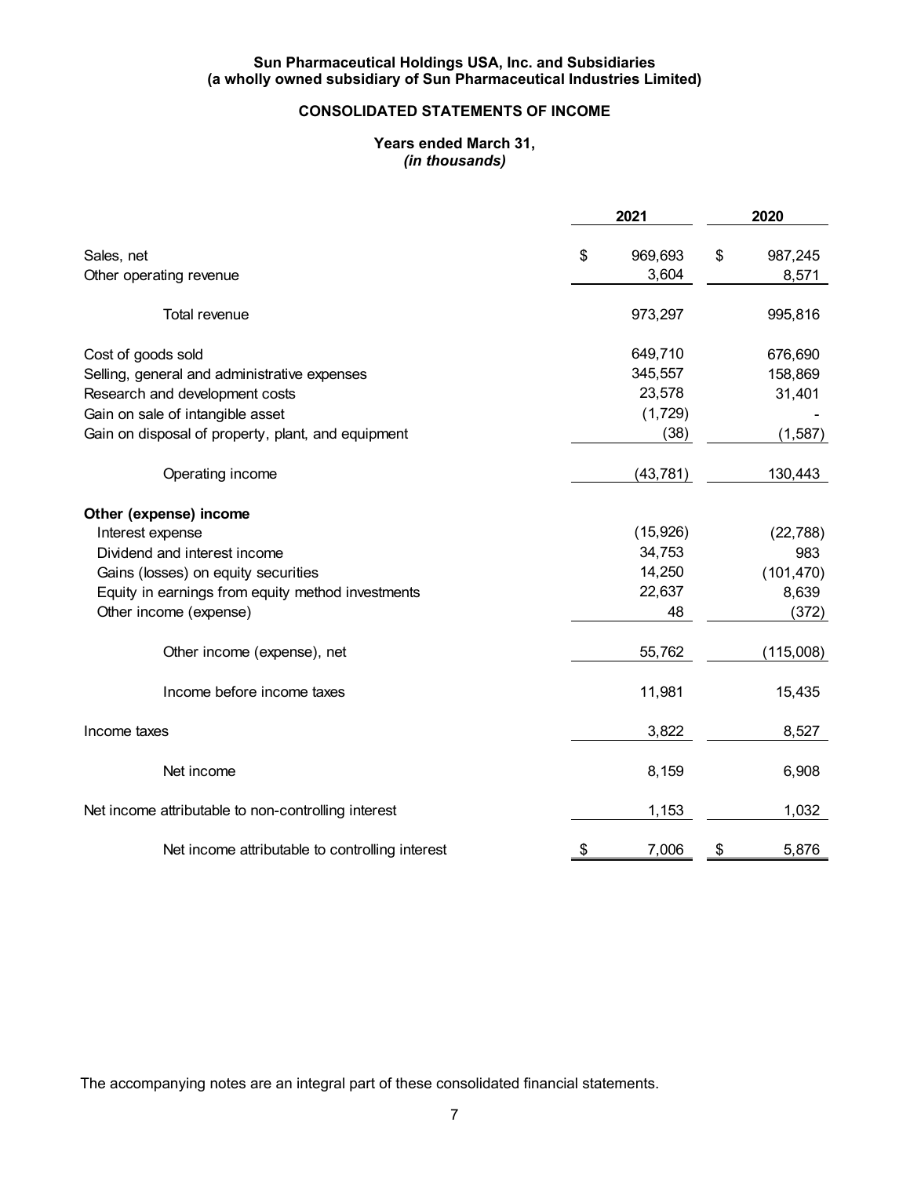**Sun Pharmaceutical Holdings USA, Inc. and Subsidiaries**
**(a wholly owned subsidiary of Sun Pharmaceutical Industries Limited)**

## CONSOLIDATED STATEMENTS OF INCOME

**Years ended March 31,**
***(in thousands)***

| | 2021 | 2020 |
|---|---|---|
| Sales, net | $ 969,693 | $ 987,245 |
| Other operating revenue | 3,604 | 8,571 |
| Total revenue | 973,297 | 995,816 |
| Cost of goods sold | 649,710 | 676,690 |
| Selling, general and administrative expenses | 345,557 | 158,869 |
| Research and development costs | 23,578 | 31,401 |
| Gain on sale of intangible asset | (1,729) | - |
| Gain on disposal of property, plant, and equipment | (38) | (1,587) |
| Operating income | (43,781) | 130,443 |
| **Other (expense) income** | | |
| Interest expense | (15,926) | (22,788) |
| Dividend and interest income | 34,753 | 983 |
| Gains (losses) on equity securities | 14,250 | (101,470) |
| Equity in earnings from equity method investments | 22,637 | 8,639 |
| Other income (expense) | 48 | (372) |
| Other income (expense), net | 55,762 | (115,008) |
| Income before income taxes | 11,981 | 15,435 |
| Income taxes | 3,822 | 8,527 |
| Net income | 8,159 | 6,908 |
| Net income attributable to non-controlling interest | 1,153 | 1,032 |
| Net income attributable to controlling interest | $ 7,006 | $ 5,876 |

The accompanying notes are an integral part of these consolidated financial statements.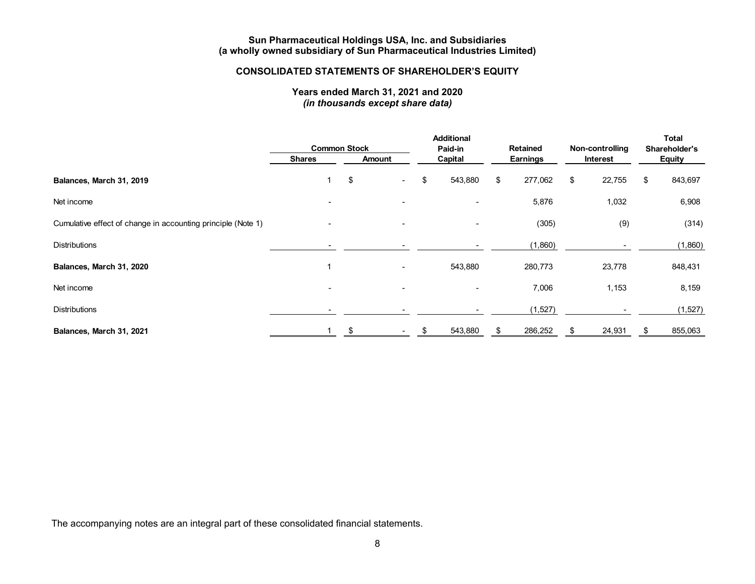**Sun Pharmaceutical Holdings USA, Inc. and Subsidiaries**
**(a wholly owned subsidiary of Sun Pharmaceutical Industries Limited)**

## CONSOLIDATED STATEMENTS OF SHAREHOLDER'S EQUITY

**Years ended March 31, 2021 and 2020**
***(in thousands except share data)***

| | Common Stock | | Additional Paid-in Capital | Retained Earnings | Non-controlling Interest | Total Shareholder's Equity |
|---|---|---|---|---|---|---|
| | Shares | Amount | | | | |
| **Balances, March 31, 2019** | 1 | $ - | $ 543,880 | $ 277,062 | $ 22,755 | $ 843,697 |
| Net income | - | - | - | 5,876 | 1,032 | 6,908 |
| Cumulative effect of change in accounting principle (Note 1) | - | - | - | (305) | (9) | (314) |
| Distributions | - | - | - | (1,860) | - | (1,860) |
| **Balances, March 31, 2020** | 1 | - | 543,880 | 280,773 | 23,778 | 848,431 |
| Net income | - | - | - | 7,006 | 1,153 | 8,159 |
| Distributions | - | - | - | (1,527) | - | (1,527) |
| **Balances, March 31, 2021** | 1 | $ - | $ 543,880 | $ 286,252 | $ 24,931 | $ 855,063 |

The accompanying notes are an integral part of these consolidated financial statements.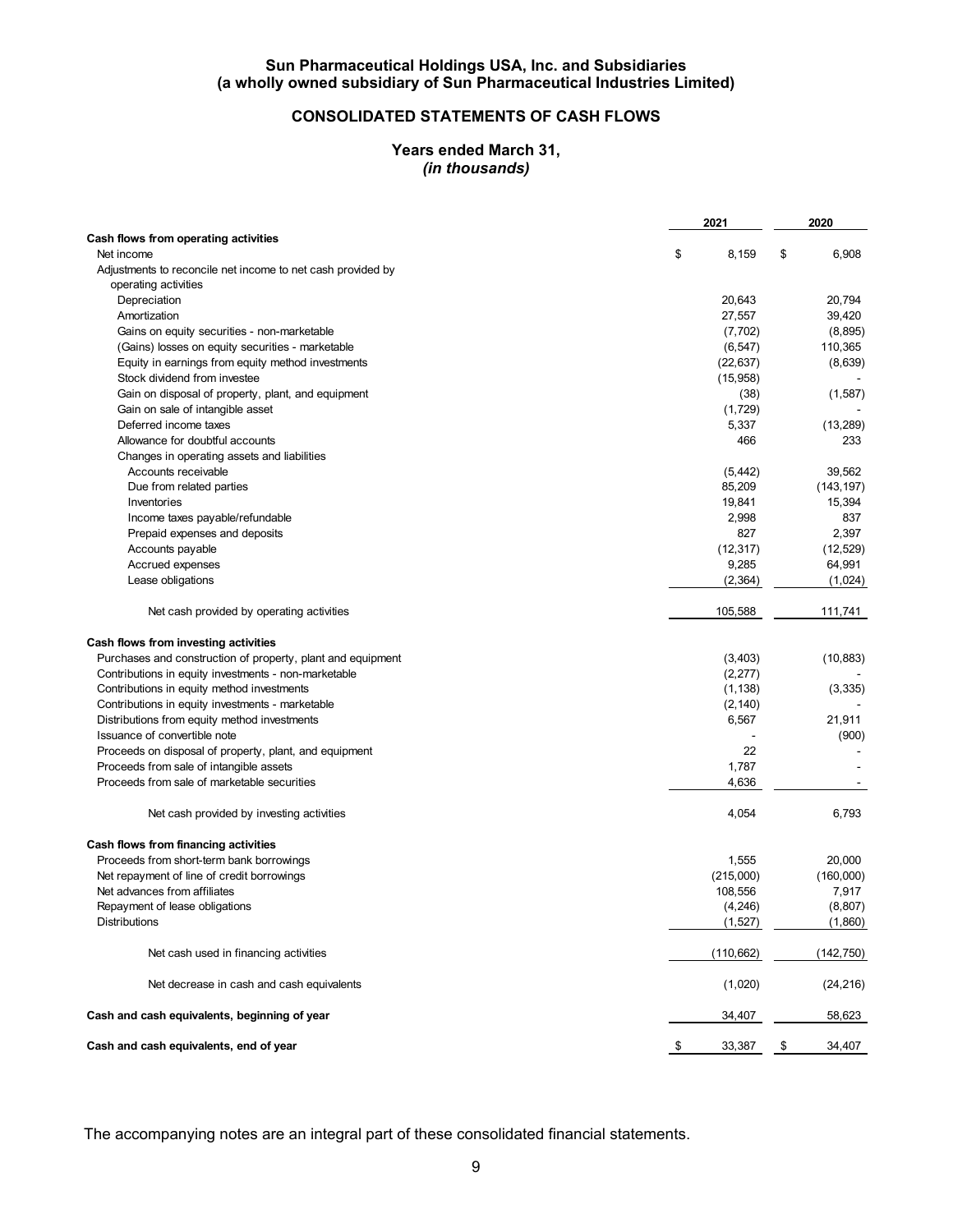**Sun Pharmaceutical Holdings USA, Inc. and Subsidiaries**
**(a wholly owned subsidiary of Sun Pharmaceutical Industries Limited)**

## CONSOLIDATED STATEMENTS OF CASH FLOWS

**Years ended March 31,**
***(in thousands)***

| | 2021 | 2020 |
|---|---|---|
| **Cash flows from operating activities** | | |
| Net income | $ 8,159 | $ 6,908 |
| Adjustments to reconcile net income to net cash provided by operating activities | | |
| Depreciation | 20,643 | 20,794 |
| Amortization | 27,557 | 39,420 |
| Gains on equity securities - non-marketable | (7,702) | (8,895) |
| (Gains) losses on equity securities - marketable | (6,547) | 110,365 |
| Equity in earnings from equity method investments | (22,637) | (8,639) |
| Stock dividend from investee | (15,958) | - |
| Gain on disposal of property, plant, and equipment | (38) | (1,587) |
| Gain on sale of intangible asset | (1,729) | - |
| Deferred income taxes | 5,337 | (13,289) |
| Allowance for doubtful accounts | 466 | 233 |
| Changes in operating assets and liabilities | | |
| Accounts receivable | (5,442) | 39,562 |
| Due from related parties | 85,209 | (143,197) |
| Inventories | 19,841 | 15,394 |
| Income taxes payable/refundable | 2,998 | 837 |
| Prepaid expenses and deposits | 827 | 2,397 |
| Accounts payable | (12,317) | (12,529) |
| Accrued expenses | 9,285 | 64,991 |
| Lease obligations | (2,364) | (1,024) |
| Net cash provided by operating activities | 105,588 | 111,741 |
| **Cash flows from investing activities** | | |
| Purchases and construction of property, plant and equipment | (3,403) | (10,883) |
| Contributions in equity investments - non-marketable | (2,277) | - |
| Contributions in equity method investments | (1,138) | (3,335) |
| Contributions in equity investments - marketable | (2,140) | - |
| Distributions from equity method investments | 6,567 | 21,911 |
| Issuance of convertible note | - | (900) |
| Proceeds on disposal of property, plant, and equipment | 22 | - |
| Proceeds from sale of intangible assets | 1,787 | - |
| Proceeds from sale of marketable securities | 4,636 | - |
| Net cash provided by investing activities | 4,054 | 6,793 |
| **Cash flows from financing activities** | | |
| Proceeds from short-term bank borrowings | 1,555 | 20,000 |
| Net repayment of line of credit borrowings | (215,000) | (160,000) |
| Net advances from affiliates | 108,556 | 7,917 |
| Repayment of lease obligations | (4,246) | (8,807) |
| Distributions | (1,527) | (1,860) |
| Net cash used in financing activities | (110,662) | (142,750) |
| Net decrease in cash and cash equivalents | (1,020) | (24,216) |
| **Cash and cash equivalents, beginning of year** | 34,407 | 58,623 |
| **Cash and cash equivalents, end of year** | $ 33,387 | $ 34,407 |

The accompanying notes are an integral part of these consolidated financial statements.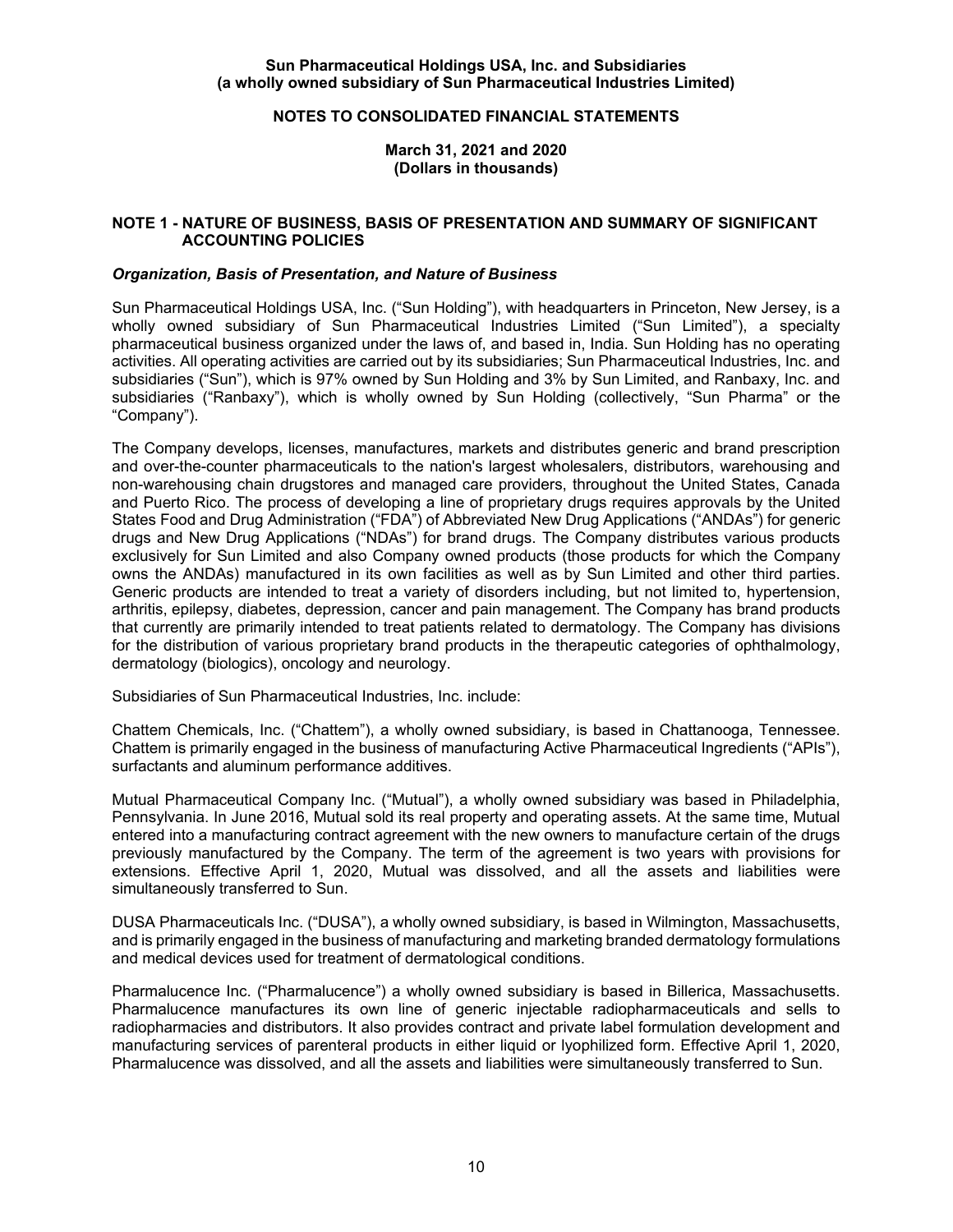# NOTES TO CONSOLIDATED FINANCIAL STATEMENTS

**March 31, 2021 and 2020**
**(Dollars in thousands)**

## NOTE 1 - NATURE OF BUSINESS, BASIS OF PRESENTATION AND SUMMARY OF SIGNIFICANT ACCOUNTING POLICIES

### *Organization, Basis of Presentation, and Nature of Business*

Sun Pharmaceutical Holdings USA, Inc. ("Sun Holding"), with headquarters in Princeton, New Jersey, is a wholly owned subsidiary of Sun Pharmaceutical Industries Limited ("Sun Limited"), a specialty pharmaceutical business organized under the laws of, and based in, India. Sun Holding has no operating activities. All operating activities are carried out by its subsidiaries; Sun Pharmaceutical Industries, Inc. and subsidiaries ("Sun"), which is 97% owned by Sun Holding and 3% by Sun Limited, and Ranbaxy, Inc. and subsidiaries ("Ranbaxy"), which is wholly owned by Sun Holding (collectively, "Sun Pharma" or the "Company").

The Company develops, licenses, manufactures, markets and distributes generic and brand prescription and over-the-counter pharmaceuticals to the nation's largest wholesalers, distributors, warehousing and non-warehousing chain drugstores and managed care providers, throughout the United States, Canada and Puerto Rico. The process of developing a line of proprietary drugs requires approvals by the United States Food and Drug Administration ("FDA") of Abbreviated New Drug Applications ("ANDAs") for generic drugs and New Drug Applications ("NDAs") for brand drugs. The Company distributes various products exclusively for Sun Limited and also Company owned products (those products for which the Company owns the ANDAs) manufactured in its own facilities as well as by Sun Limited and other third parties. Generic products are intended to treat a variety of disorders including, but not limited to, hypertension, arthritis, epilepsy, diabetes, depression, cancer and pain management. The Company has brand products that currently are primarily intended to treat patients related to dermatology. The Company has divisions for the distribution of various proprietary brand products in the therapeutic categories of ophthalmology, dermatology (biologics), oncology and neurology.

Subsidiaries of Sun Pharmaceutical Industries, Inc. include:

Chattem Chemicals, Inc. ("Chattem"), a wholly owned subsidiary, is based in Chattanooga, Tennessee. Chattem is primarily engaged in the business of manufacturing Active Pharmaceutical Ingredients ("APIs"), surfactants and aluminum performance additives.

Mutual Pharmaceutical Company Inc. ("Mutual"), a wholly owned subsidiary was based in Philadelphia, Pennsylvania. In June 2016, Mutual sold its real property and operating assets. At the same time, Mutual entered into a manufacturing contract agreement with the new owners to manufacture certain of the drugs previously manufactured by the Company. The term of the agreement is two years with provisions for extensions. Effective April 1, 2020, Mutual was dissolved, and all the assets and liabilities were simultaneously transferred to Sun.

DUSA Pharmaceuticals Inc. ("DUSA"), a wholly owned subsidiary, is based in Wilmington, Massachusetts, and is primarily engaged in the business of manufacturing and marketing branded dermatology formulations and medical devices used for treatment of dermatological conditions.

Pharmalucence Inc. ("Pharmalucence") a wholly owned subsidiary is based in Billerica, Massachusetts. Pharmalucence manufactures its own line of generic injectable radiopharmaceuticals and sells to radiopharmacies and distributors. It also provides contract and private label formulation development and manufacturing services of parenteral products in either liquid or lyophilized form. Effective April 1, 2020, Pharmalucence was dissolved, and all the assets and liabilities were simultaneously transferred to Sun.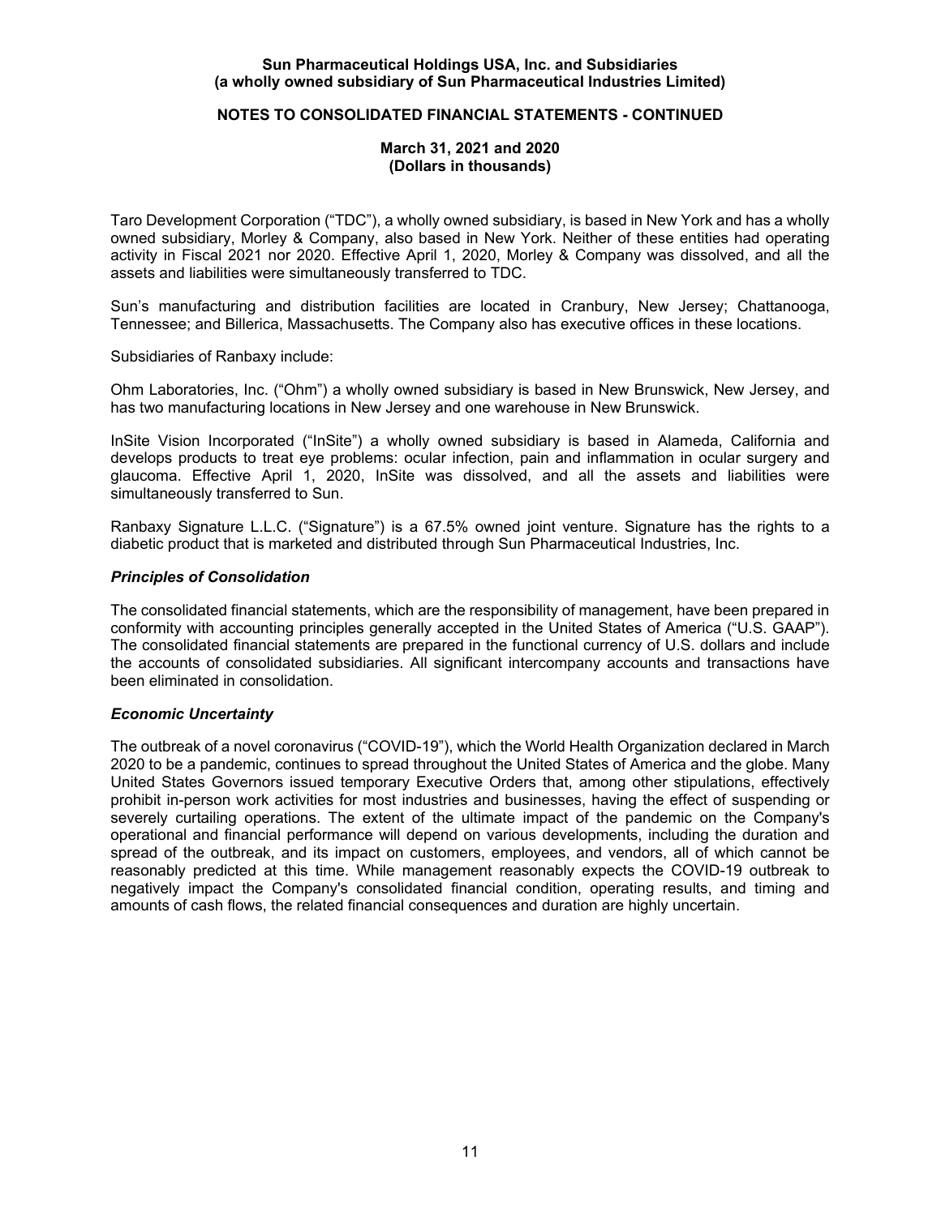Taro Development Corporation ("TDC"), a wholly owned subsidiary, is based in New York and has a wholly owned subsidiary, Morley & Company, also based in New York. Neither of these entities had operating activity in Fiscal 2021 nor 2020. Effective April 1, 2020, Morley & Company was dissolved, and all the assets and liabilities were simultaneously transferred to TDC.

Sun's manufacturing and distribution facilities are located in Cranbury, New Jersey; Chattanooga, Tennessee; and Billerica, Massachusetts. The Company also has executive offices in these locations.

Subsidiaries of Ranbaxy include:

Ohm Laboratories, Inc. ("Ohm") a wholly owned subsidiary is based in New Brunswick, New Jersey, and has two manufacturing locations in New Jersey and one warehouse in New Brunswick.

InSite Vision Incorporated ("InSite") a wholly owned subsidiary is based in Alameda, California and develops products to treat eye problems: ocular infection, pain and inflammation in ocular surgery and glaucoma. Effective April 1, 2020, InSite was dissolved, and all the assets and liabilities were simultaneously transferred to Sun.

Ranbaxy Signature L.L.C. ("Signature") is a 67.5% owned joint venture. Signature has the rights to a diabetic product that is marketed and distributed through Sun Pharmaceutical Industries, Inc.

***Principles of Consolidation***

The consolidated financial statements, which are the responsibility of management, have been prepared in conformity with accounting principles generally accepted in the United States of America ("U.S. GAAP"). The consolidated financial statements are prepared in the functional currency of U.S. dollars and include the accounts of consolidated subsidiaries. All significant intercompany accounts and transactions have been eliminated in consolidation.

***Economic Uncertainty***

The outbreak of a novel coronavirus ("COVID-19"), which the World Health Organization declared in March 2020 to be a pandemic, continues to spread throughout the United States of America and the globe. Many United States Governors issued temporary Executive Orders that, among other stipulations, effectively prohibit in-person work activities for most industries and businesses, having the effect of suspending or severely curtailing operations. The extent of the ultimate impact of the pandemic on the Company's operational and financial performance will depend on various developments, including the duration and spread of the outbreak, and its impact on customers, employees, and vendors, all of which cannot be reasonably predicted at this time. While management reasonably expects the COVID-19 outbreak to negatively impact the Company's consolidated financial condition, operating results, and timing and amounts of cash flows, the related financial consequences and duration are highly uncertain.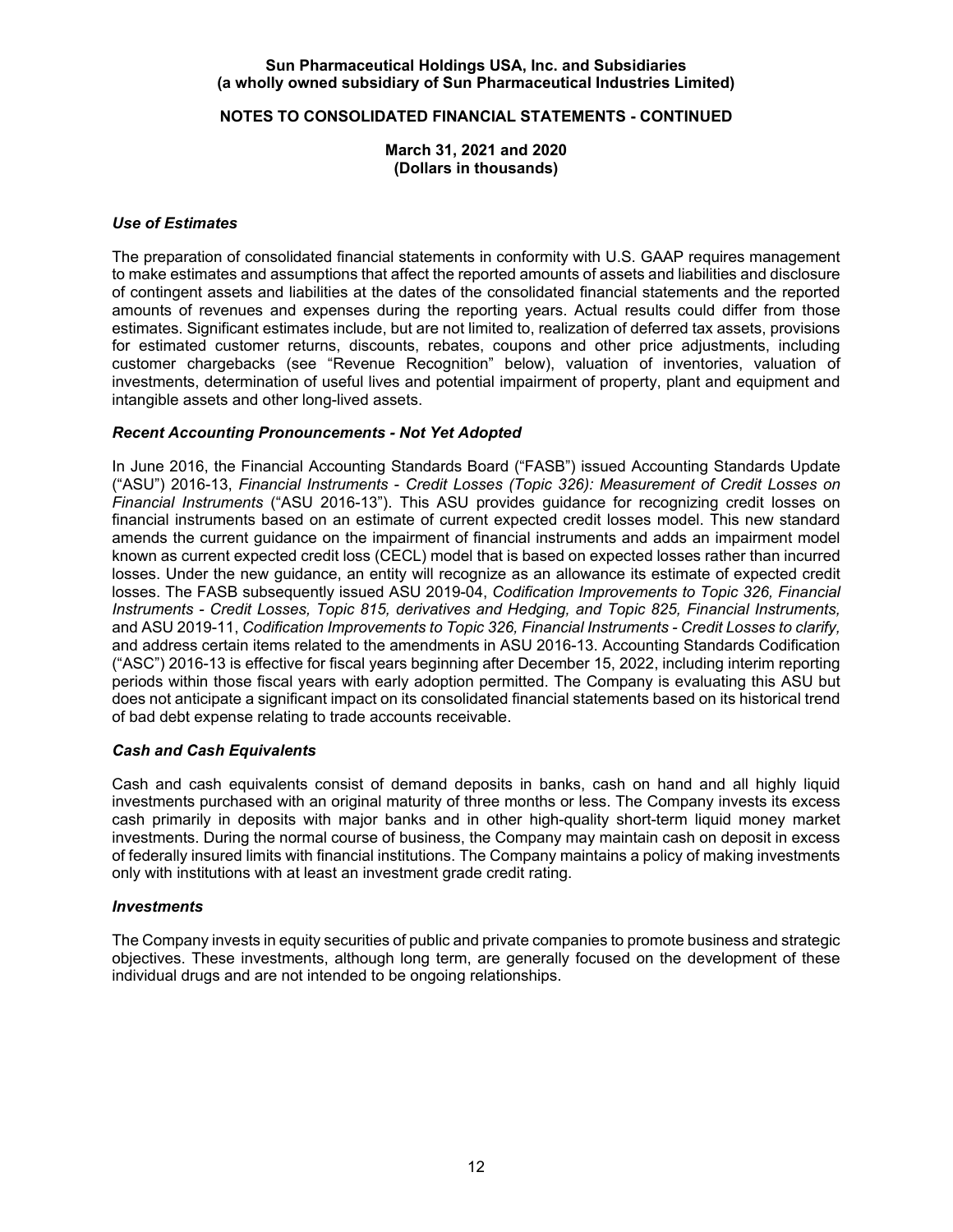### *Use of Estimates*

The preparation of consolidated financial statements in conformity with U.S. GAAP requires management to make estimates and assumptions that affect the reported amounts of assets and liabilities and disclosure of contingent assets and liabilities at the dates of the consolidated financial statements and the reported amounts of revenues and expenses during the reporting years. Actual results could differ from those estimates. Significant estimates include, but are not limited to, realization of deferred tax assets, provisions for estimated customer returns, discounts, rebates, coupons and other price adjustments, including customer chargebacks (see "Revenue Recognition" below), valuation of inventories, valuation of investments, determination of useful lives and potential impairment of property, plant and equipment and intangible assets and other long-lived assets.

### *Recent Accounting Pronouncements - Not Yet Adopted*

In June 2016, the Financial Accounting Standards Board ("FASB") issued Accounting Standards Update ("ASU") 2016-13, *Financial Instruments - Credit Losses (Topic 326): Measurement of Credit Losses on Financial Instruments* ("ASU 2016-13"). This ASU provides guidance for recognizing credit losses on financial instruments based on an estimate of current expected credit losses model. This new standard amends the current guidance on the impairment of financial instruments and adds an impairment model known as current expected credit loss (CECL) model that is based on expected losses rather than incurred losses. Under the new guidance, an entity will recognize as an allowance its estimate of expected credit losses. The FASB subsequently issued ASU 2019-04, *Codification Improvements to Topic 326, Financial Instruments - Credit Losses, Topic 815, derivatives and Hedging, and Topic 825, Financial Instruments,* and ASU 2019-11, *Codification Improvements to Topic 326, Financial Instruments - Credit Losses to clarify,* and address certain items related to the amendments in ASU 2016-13. Accounting Standards Codification ("ASC") 2016-13 is effective for fiscal years beginning after December 15, 2022, including interim reporting periods within those fiscal years with early adoption permitted. The Company is evaluating this ASU but does not anticipate a significant impact on its consolidated financial statements based on its historical trend of bad debt expense relating to trade accounts receivable.

### *Cash and Cash Equivalents*

Cash and cash equivalents consist of demand deposits in banks, cash on hand and all highly liquid investments purchased with an original maturity of three months or less. The Company invests its excess cash primarily in deposits with major banks and in other high-quality short-term liquid money market investments. During the normal course of business, the Company may maintain cash on deposit in excess of federally insured limits with financial institutions. The Company maintains a policy of making investments only with institutions with at least an investment grade credit rating.

### *Investments*

The Company invests in equity securities of public and private companies to promote business and strategic objectives. These investments, although long term, are generally focused on the development of these individual drugs and are not intended to be ongoing relationships.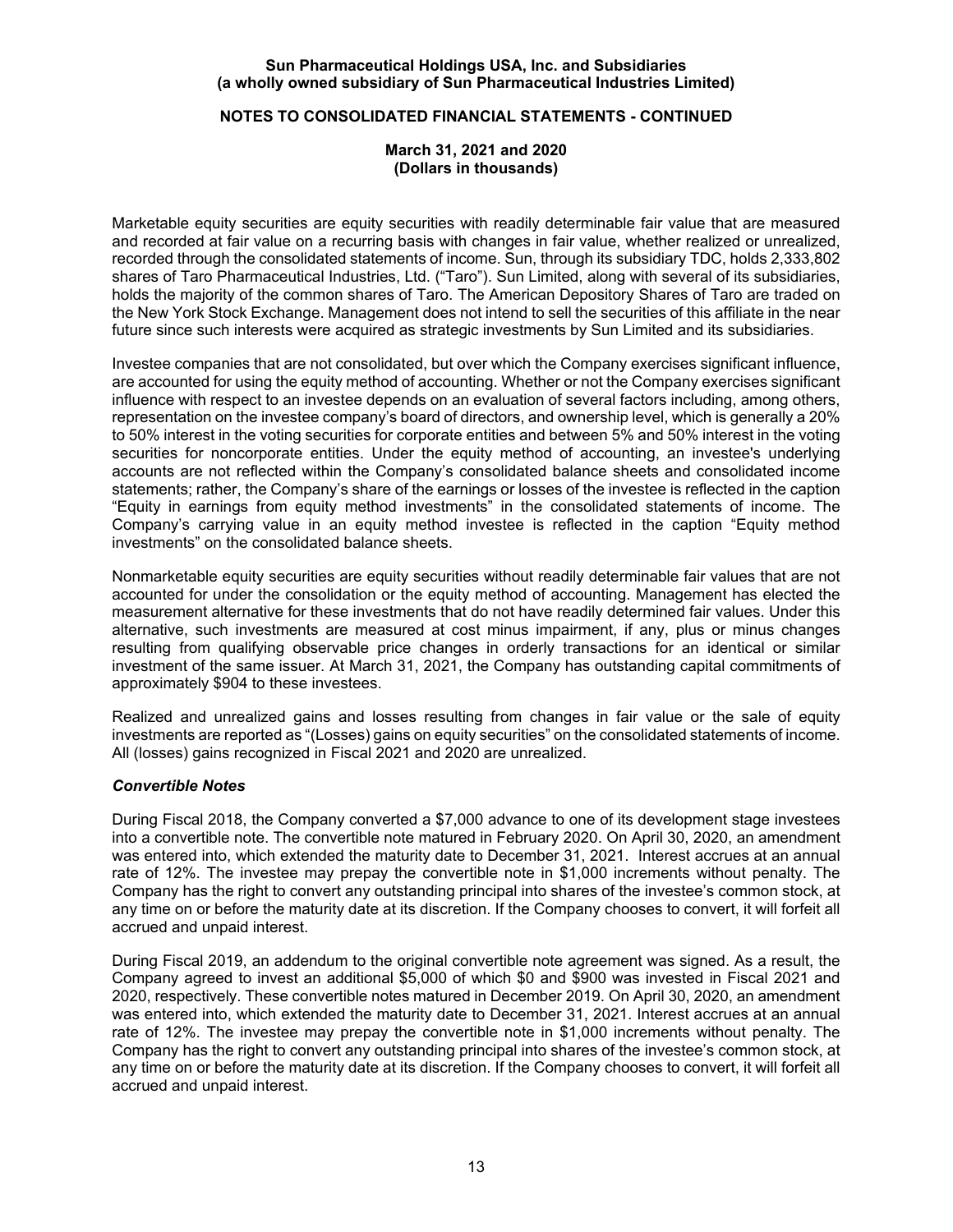Marketable equity securities are equity securities with readily determinable fair value that are measured and recorded at fair value on a recurring basis with changes in fair value, whether realized or unrealized, recorded through the consolidated statements of income. Sun, through its subsidiary TDC, holds 2,333,802 shares of Taro Pharmaceutical Industries, Ltd. ("Taro"). Sun Limited, along with several of its subsidiaries, holds the majority of the common shares of Taro. The American Depository Shares of Taro are traded on the New York Stock Exchange. Management does not intend to sell the securities of this affiliate in the near future since such interests were acquired as strategic investments by Sun Limited and its subsidiaries.

Investee companies that are not consolidated, but over which the Company exercises significant influence, are accounted for using the equity method of accounting. Whether or not the Company exercises significant influence with respect to an investee depends on an evaluation of several factors including, among others, representation on the investee company's board of directors, and ownership level, which is generally a 20% to 50% interest in the voting securities for corporate entities and between 5% and 50% interest in the voting securities for noncorporate entities. Under the equity method of accounting, an investee's underlying accounts are not reflected within the Company's consolidated balance sheets and consolidated income statements; rather, the Company's share of the earnings or losses of the investee is reflected in the caption "Equity in earnings from equity method investments" in the consolidated statements of income. The Company's carrying value in an equity method investee is reflected in the caption "Equity method investments" on the consolidated balance sheets.

Nonmarketable equity securities are equity securities without readily determinable fair values that are not accounted for under the consolidation or the equity method of accounting. Management has elected the measurement alternative for these investments that do not have readily determined fair values. Under this alternative, such investments are measured at cost minus impairment, if any, plus or minus changes resulting from qualifying observable price changes in orderly transactions for an identical or similar investment of the same issuer. At March 31, 2021, the Company has outstanding capital commitments of approximately $904 to these investees.

Realized and unrealized gains and losses resulting from changes in fair value or the sale of equity investments are reported as "(Losses) gains on equity securities" on the consolidated statements of income. All (losses) gains recognized in Fiscal 2021 and 2020 are unrealized.

### *Convertible Notes*

During Fiscal 2018, the Company converted a $7,000 advance to one of its development stage investees into a convertible note. The convertible note matured in February 2020. On April 30, 2020, an amendment was entered into, which extended the maturity date to December 31, 2021. Interest accrues at an annual rate of 12%. The investee may prepay the convertible note in $1,000 increments without penalty. The Company has the right to convert any outstanding principal into shares of the investee's common stock, at any time on or before the maturity date at its discretion. If the Company chooses to convert, it will forfeit all accrued and unpaid interest.

During Fiscal 2019, an addendum to the original convertible note agreement was signed. As a result, the Company agreed to invest an additional $5,000 of which $0 and $900 was invested in Fiscal 2021 and 2020, respectively. These convertible notes matured in December 2019. On April 30, 2020, an amendment was entered into, which extended the maturity date to December 31, 2021. Interest accrues at an annual rate of 12%. The investee may prepay the convertible note in $1,000 increments without penalty. The Company has the right to convert any outstanding principal into shares of the investee's common stock, at any time on or before the maturity date at its discretion. If the Company chooses to convert, it will forfeit all accrued and unpaid interest.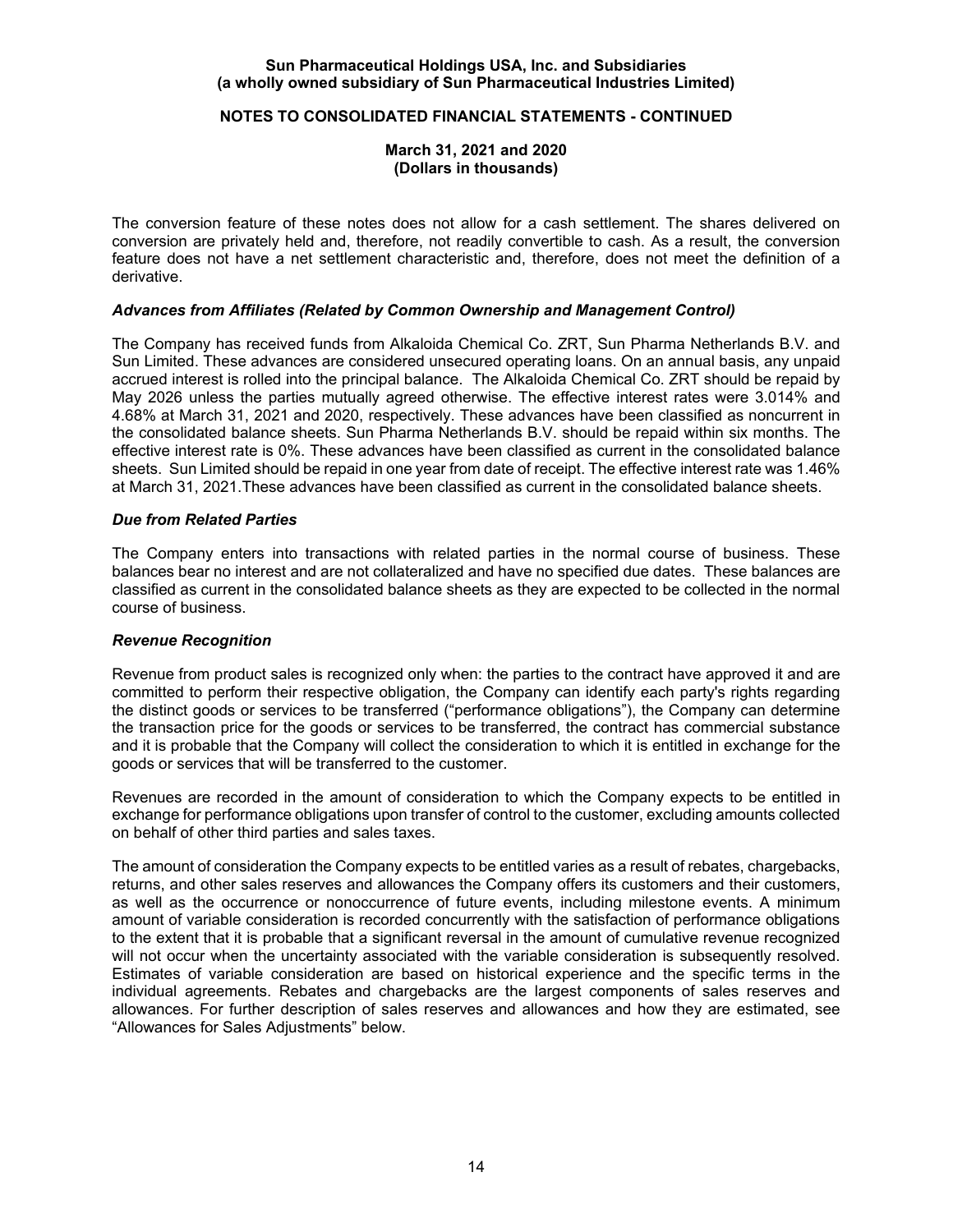The conversion feature of these notes does not allow for a cash settlement. The shares delivered on conversion are privately held and, therefore, not readily convertible to cash. As a result, the conversion feature does not have a net settlement characteristic and, therefore, does not meet the definition of a derivative.

### *Advances from Affiliates (Related by Common Ownership and Management Control)*

The Company has received funds from Alkaloida Chemical Co. ZRT, Sun Pharma Netherlands B.V. and Sun Limited. These advances are considered unsecured operating loans. On an annual basis, any unpaid accrued interest is rolled into the principal balance. The Alkaloida Chemical Co. ZRT should be repaid by May 2026 unless the parties mutually agreed otherwise. The effective interest rates were 3.014% and 4.68% at March 31, 2021 and 2020, respectively. These advances have been classified as noncurrent in the consolidated balance sheets. Sun Pharma Netherlands B.V. should be repaid within six months. The effective interest rate is 0%. These advances have been classified as current in the consolidated balance sheets. Sun Limited should be repaid in one year from date of receipt. The effective interest rate was 1.46% at March 31, 2021.These advances have been classified as current in the consolidated balance sheets.

### *Due from Related Parties*

The Company enters into transactions with related parties in the normal course of business. These balances bear no interest and are not collateralized and have no specified due dates. These balances are classified as current in the consolidated balance sheets as they are expected to be collected in the normal course of business.

### *Revenue Recognition*

Revenue from product sales is recognized only when: the parties to the contract have approved it and are committed to perform their respective obligation, the Company can identify each party's rights regarding the distinct goods or services to be transferred ("performance obligations"), the Company can determine the transaction price for the goods or services to be transferred, the contract has commercial substance and it is probable that the Company will collect the consideration to which it is entitled in exchange for the goods or services that will be transferred to the customer.

Revenues are recorded in the amount of consideration to which the Company expects to be entitled in exchange for performance obligations upon transfer of control to the customer, excluding amounts collected on behalf of other third parties and sales taxes.

The amount of consideration the Company expects to be entitled varies as a result of rebates, chargebacks, returns, and other sales reserves and allowances the Company offers its customers and their customers, as well as the occurrence or nonoccurrence of future events, including milestone events. A minimum amount of variable consideration is recorded concurrently with the satisfaction of performance obligations to the extent that it is probable that a significant reversal in the amount of cumulative revenue recognized will not occur when the uncertainty associated with the variable consideration is subsequently resolved. Estimates of variable consideration are based on historical experience and the specific terms in the individual agreements. Rebates and chargebacks are the largest components of sales reserves and allowances. For further description of sales reserves and allowances and how they are estimated, see "Allowances for Sales Adjustments" below.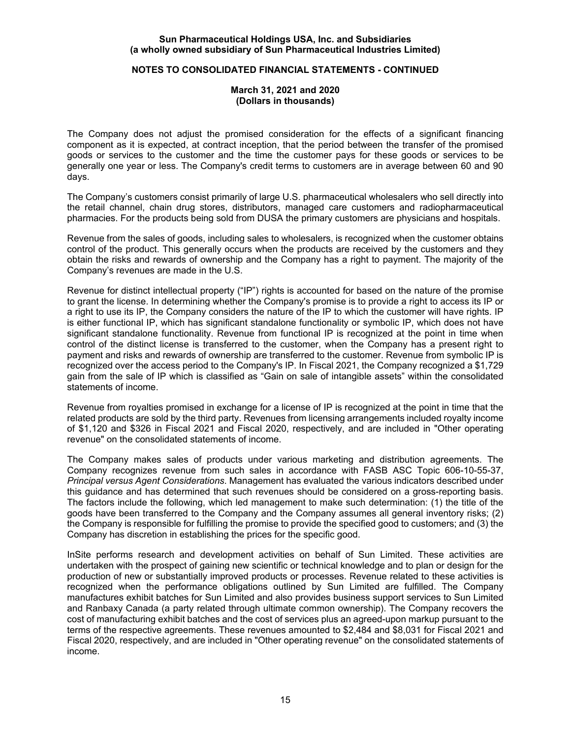The Company does not adjust the promised consideration for the effects of a significant financing component as it is expected, at contract inception, that the period between the transfer of the promised goods or services to the customer and the time the customer pays for these goods or services to be generally one year or less. The Company's credit terms to customers are in average between 60 and 90 days.

The Company's customers consist primarily of large U.S. pharmaceutical wholesalers who sell directly into the retail channel, chain drug stores, distributors, managed care customers and radiopharmaceutical pharmacies. For the products being sold from DUSA the primary customers are physicians and hospitals.

Revenue from the sales of goods, including sales to wholesalers, is recognized when the customer obtains control of the product. This generally occurs when the products are received by the customers and they obtain the risks and rewards of ownership and the Company has a right to payment. The majority of the Company's revenues are made in the U.S.

Revenue for distinct intellectual property ("IP") rights is accounted for based on the nature of the promise to grant the license. In determining whether the Company's promise is to provide a right to access its IP or a right to use its IP, the Company considers the nature of the IP to which the customer will have rights. IP is either functional IP, which has significant standalone functionality or symbolic IP, which does not have significant standalone functionality. Revenue from functional IP is recognized at the point in time when control of the distinct license is transferred to the customer, when the Company has a present right to payment and risks and rewards of ownership are transferred to the customer. Revenue from symbolic IP is recognized over the access period to the Company's IP. In Fiscal 2021, the Company recognized a $1,729 gain from the sale of IP which is classified as "Gain on sale of intangible assets" within the consolidated statements of income.

Revenue from royalties promised in exchange for a license of IP is recognized at the point in time that the related products are sold by the third party. Revenues from licensing arrangements included royalty income of $1,120 and $326 in Fiscal 2021 and Fiscal 2020, respectively, and are included in "Other operating revenue" on the consolidated statements of income.

The Company makes sales of products under various marketing and distribution agreements. The Company recognizes revenue from such sales in accordance with FASB ASC Topic 606-10-55-37, *Principal versus Agent Considerations*. Management has evaluated the various indicators described under this guidance and has determined that such revenues should be considered on a gross-reporting basis. The factors include the following, which led management to make such determination: (1) the title of the goods have been transferred to the Company and the Company assumes all general inventory risks; (2) the Company is responsible for fulfilling the promise to provide the specified good to customers; and (3) the Company has discretion in establishing the prices for the specific good.

InSite performs research and development activities on behalf of Sun Limited. These activities are undertaken with the prospect of gaining new scientific or technical knowledge and to plan or design for the production of new or substantially improved products or processes. Revenue related to these activities is recognized when the performance obligations outlined by Sun Limited are fulfilled. The Company manufactures exhibit batches for Sun Limited and also provides business support services to Sun Limited and Ranbaxy Canada (a party related through ultimate common ownership). The Company recovers the cost of manufacturing exhibit batches and the cost of services plus an agreed-upon markup pursuant to the terms of the respective agreements. These revenues amounted to $2,484 and $8,031 for Fiscal 2021 and Fiscal 2020, respectively, and are included in "Other operating revenue" on the consolidated statements of income.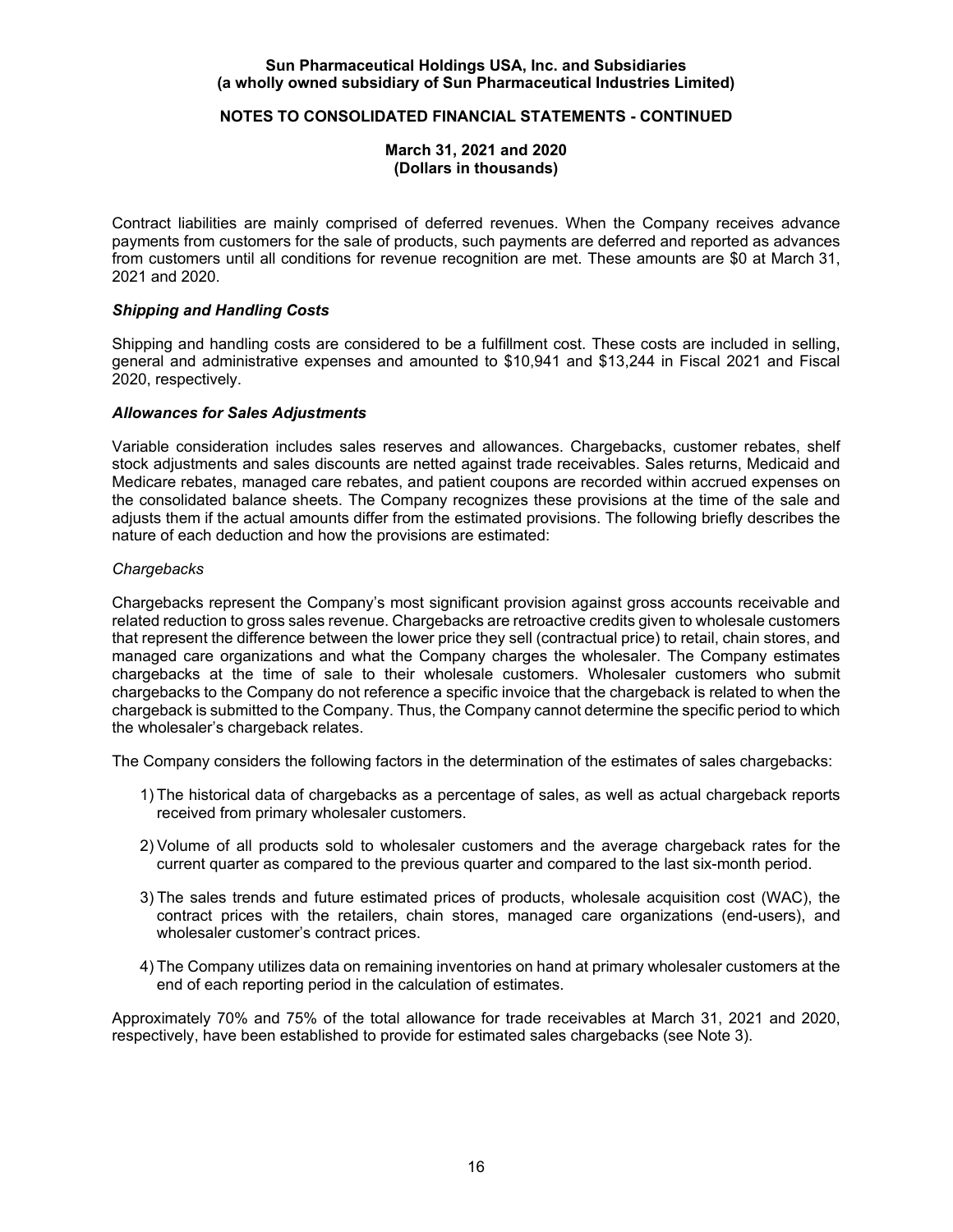Contract liabilities are mainly comprised of deferred revenues. When the Company receives advance payments from customers for the sale of products, such payments are deferred and reported as advances from customers until all conditions for revenue recognition are met. These amounts are $0 at March 31, 2021 and 2020.

### *Shipping and Handling Costs*

Shipping and handling costs are considered to be a fulfillment cost. These costs are included in selling, general and administrative expenses and amounted to $10,941 and $13,244 in Fiscal 2021 and Fiscal 2020, respectively.

### *Allowances for Sales Adjustments*

Variable consideration includes sales reserves and allowances. Chargebacks, customer rebates, shelf stock adjustments and sales discounts are netted against trade receivables. Sales returns, Medicaid and Medicare rebates, managed care rebates, and patient coupons are recorded within accrued expenses on the consolidated balance sheets. The Company recognizes these provisions at the time of the sale and adjusts them if the actual amounts differ from the estimated provisions. The following briefly describes the nature of each deduction and how the provisions are estimated:

*Chargebacks*

Chargebacks represent the Company's most significant provision against gross accounts receivable and related reduction to gross sales revenue. Chargebacks are retroactive credits given to wholesale customers that represent the difference between the lower price they sell (contractual price) to retail, chain stores, and managed care organizations and what the Company charges the wholesaler. The Company estimates chargebacks at the time of sale to their wholesale customers. Wholesaler customers who submit chargebacks to the Company do not reference a specific invoice that the chargeback is related to when the chargeback is submitted to the Company. Thus, the Company cannot determine the specific period to which the wholesaler's chargeback relates.

The Company considers the following factors in the determination of the estimates of sales chargebacks:

1) The historical data of chargebacks as a percentage of sales, as well as actual chargeback reports received from primary wholesaler customers.

2) Volume of all products sold to wholesaler customers and the average chargeback rates for the current quarter as compared to the previous quarter and compared to the last six-month period.

3) The sales trends and future estimated prices of products, wholesale acquisition cost (WAC), the contract prices with the retailers, chain stores, managed care organizations (end-users), and wholesaler customer's contract prices.

4) The Company utilizes data on remaining inventories on hand at primary wholesaler customers at the end of each reporting period in the calculation of estimates.

Approximately 70% and 75% of the total allowance for trade receivables at March 31, 2021 and 2020, respectively, have been established to provide for estimated sales chargebacks (see Note 3).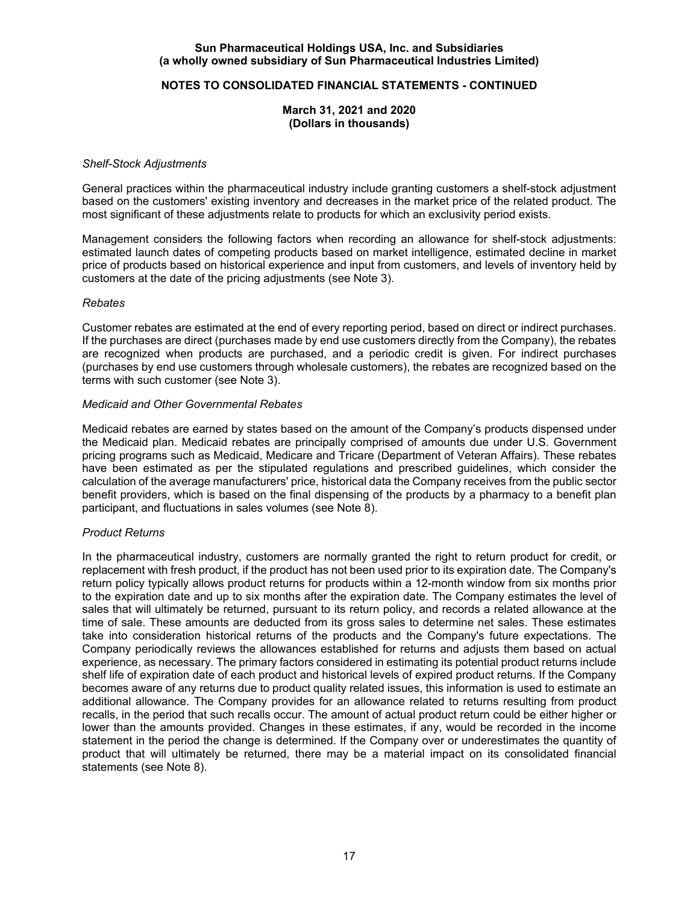*Shelf-Stock Adjustments*

General practices within the pharmaceutical industry include granting customers a shelf-stock adjustment based on the customers' existing inventory and decreases in the market price of the related product. The most significant of these adjustments relate to products for which an exclusivity period exists.

Management considers the following factors when recording an allowance for shelf-stock adjustments: estimated launch dates of competing products based on market intelligence, estimated decline in market price of products based on historical experience and input from customers, and levels of inventory held by customers at the date of the pricing adjustments (see Note 3).

*Rebates*

Customer rebates are estimated at the end of every reporting period, based on direct or indirect purchases. If the purchases are direct (purchases made by end use customers directly from the Company), the rebates are recognized when products are purchased, and a periodic credit is given. For indirect purchases (purchases by end use customers through wholesale customers), the rebates are recognized based on the terms with such customer (see Note 3).

*Medicaid and Other Governmental Rebates*

Medicaid rebates are earned by states based on the amount of the Company's products dispensed under the Medicaid plan. Medicaid rebates are principally comprised of amounts due under U.S. Government pricing programs such as Medicaid, Medicare and Tricare (Department of Veteran Affairs). These rebates have been estimated as per the stipulated regulations and prescribed guidelines, which consider the calculation of the average manufacturers' price, historical data the Company receives from the public sector benefit providers, which is based on the final dispensing of the products by a pharmacy to a benefit plan participant, and fluctuations in sales volumes (see Note 8).

*Product Returns*

In the pharmaceutical industry, customers are normally granted the right to return product for credit, or replacement with fresh product, if the product has not been used prior to its expiration date. The Company's return policy typically allows product returns for products within a 12-month window from six months prior to the expiration date and up to six months after the expiration date. The Company estimates the level of sales that will ultimately be returned, pursuant to its return policy, and records a related allowance at the time of sale. These amounts are deducted from its gross sales to determine net sales. These estimates take into consideration historical returns of the products and the Company's future expectations. The Company periodically reviews the allowances established for returns and adjusts them based on actual experience, as necessary. The primary factors considered in estimating its potential product returns include shelf life of expiration date of each product and historical levels of expired product returns. If the Company becomes aware of any returns due to product quality related issues, this information is used to estimate an additional allowance. The Company provides for an allowance related to returns resulting from product recalls, in the period that such recalls occur. The amount of actual product return could be either higher or lower than the amounts provided. Changes in these estimates, if any, would be recorded in the income statement in the period the change is determined. If the Company over or underestimates the quantity of product that will ultimately be returned, there may be a material impact on its consolidated financial statements (see Note 8).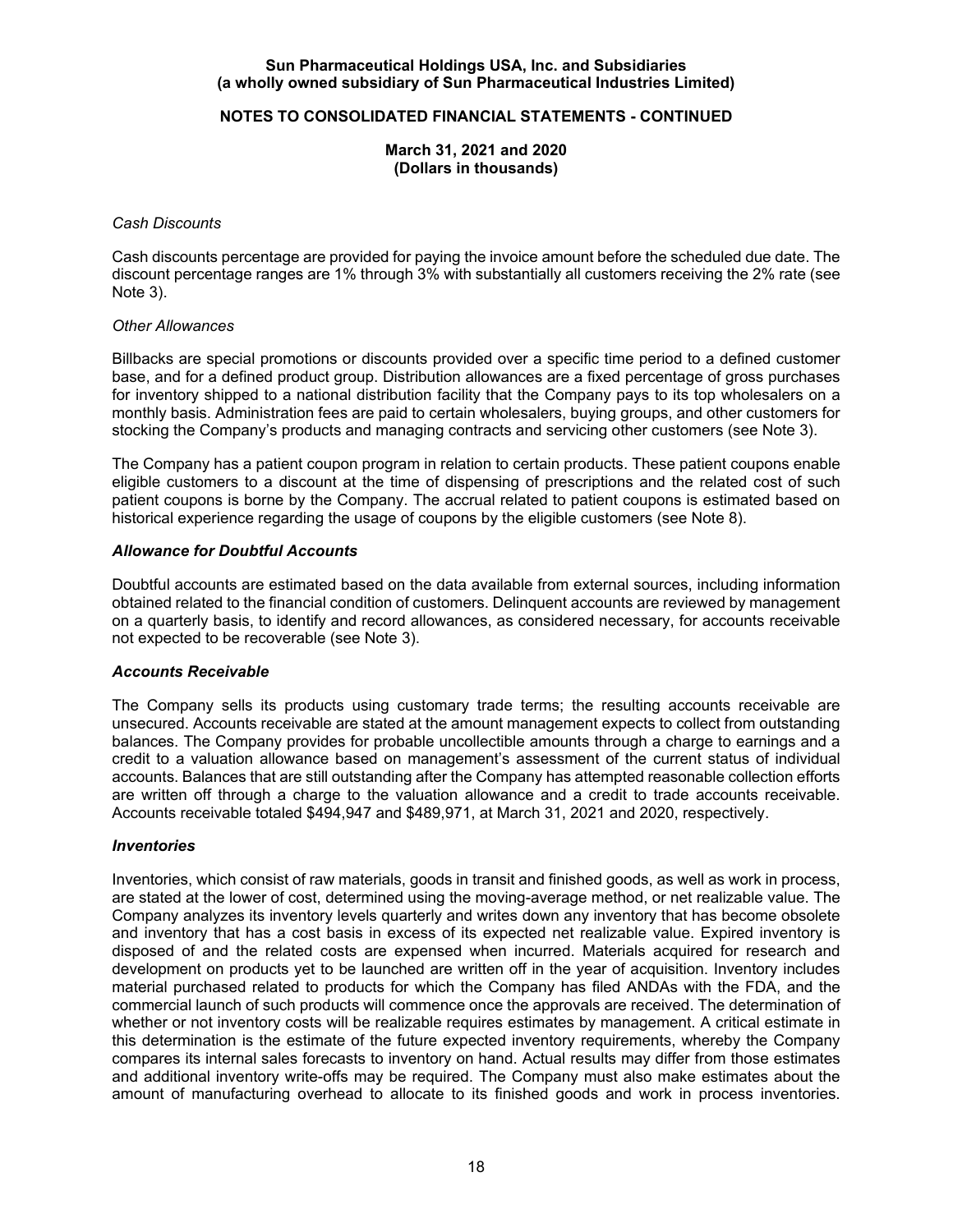*Cash Discounts*

Cash discounts percentage are provided for paying the invoice amount before the scheduled due date. The discount percentage ranges are 1% through 3% with substantially all customers receiving the 2% rate (see Note 3).

*Other Allowances*

Billbacks are special promotions or discounts provided over a specific time period to a defined customer base, and for a defined product group. Distribution allowances are a fixed percentage of gross purchases for inventory shipped to a national distribution facility that the Company pays to its top wholesalers on a monthly basis. Administration fees are paid to certain wholesalers, buying groups, and other customers for stocking the Company's products and managing contracts and servicing other customers (see Note 3).

The Company has a patient coupon program in relation to certain products. These patient coupons enable eligible customers to a discount at the time of dispensing of prescriptions and the related cost of such patient coupons is borne by the Company. The accrual related to patient coupons is estimated based on historical experience regarding the usage of coupons by the eligible customers (see Note 8).

### *Allowance for Doubtful Accounts*

Doubtful accounts are estimated based on the data available from external sources, including information obtained related to the financial condition of customers. Delinquent accounts are reviewed by management on a quarterly basis, to identify and record allowances, as considered necessary, for accounts receivable not expected to be recoverable (see Note 3).

### *Accounts Receivable*

The Company sells its products using customary trade terms; the resulting accounts receivable are unsecured. Accounts receivable are stated at the amount management expects to collect from outstanding balances. The Company provides for probable uncollectible amounts through a charge to earnings and a credit to a valuation allowance based on management's assessment of the current status of individual accounts. Balances that are still outstanding after the Company has attempted reasonable collection efforts are written off through a charge to the valuation allowance and a credit to trade accounts receivable. Accounts receivable totaled $494,947 and $489,971, at March 31, 2021 and 2020, respectively.

### *Inventories*

Inventories, which consist of raw materials, goods in transit and finished goods, as well as work in process, are stated at the lower of cost, determined using the moving-average method, or net realizable value. The Company analyzes its inventory levels quarterly and writes down any inventory that has become obsolete and inventory that has a cost basis in excess of its expected net realizable value. Expired inventory is disposed of and the related costs are expensed when incurred. Materials acquired for research and development on products yet to be launched are written off in the year of acquisition. Inventory includes material purchased related to products for which the Company has filed ANDAs with the FDA, and the commercial launch of such products will commence once the approvals are received. The determination of whether or not inventory costs will be realizable requires estimates by management. A critical estimate in this determination is the estimate of the future expected inventory requirements, whereby the Company compares its internal sales forecasts to inventory on hand. Actual results may differ from those estimates and additional inventory write-offs may be required. The Company must also make estimates about the amount of manufacturing overhead to allocate to its finished goods and work in process inventories.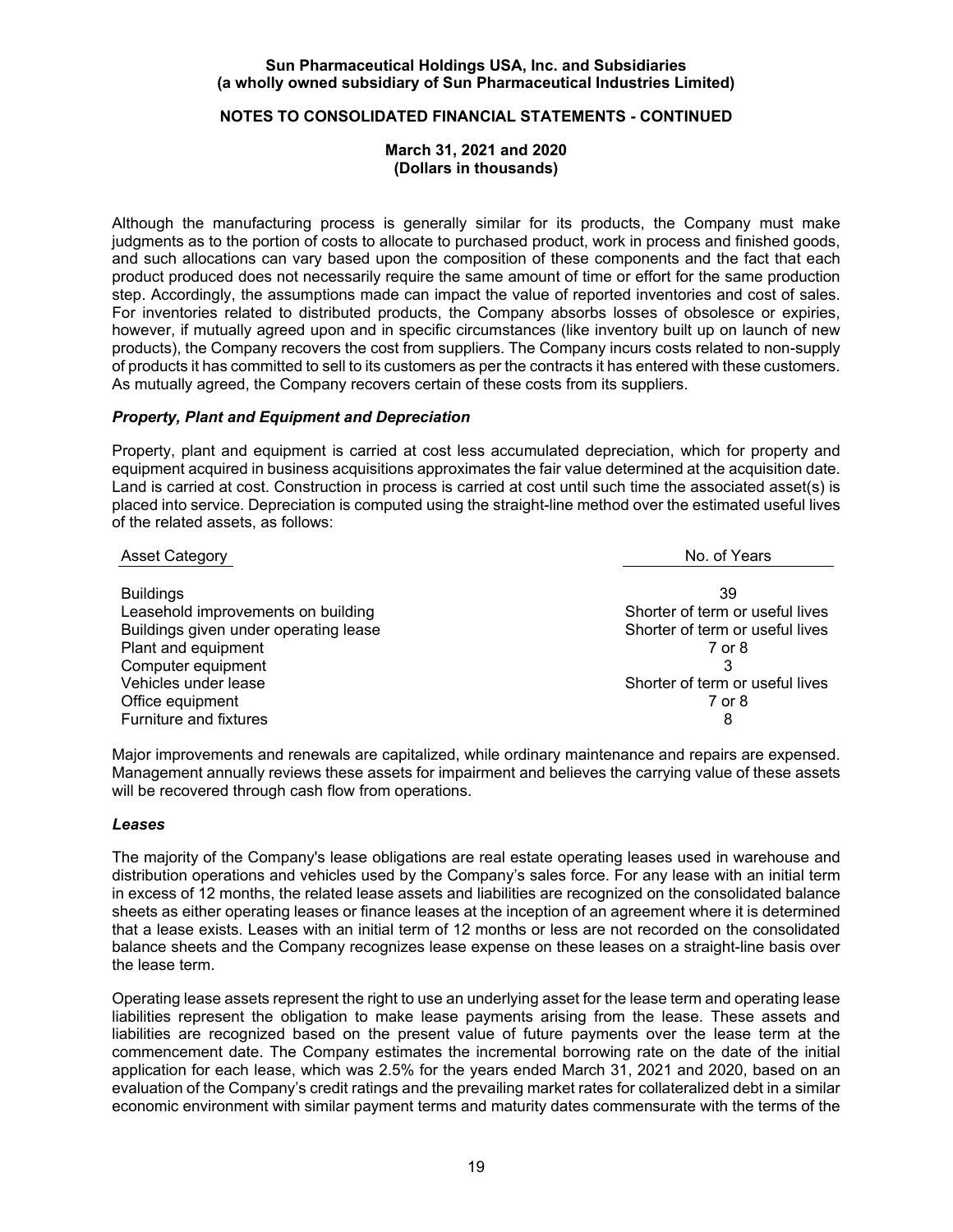Although the manufacturing process is generally similar for its products, the Company must make judgments as to the portion of costs to allocate to purchased product, work in process and finished goods, and such allocations can vary based upon the composition of these components and the fact that each product produced does not necessarily require the same amount of time or effort for the same production step. Accordingly, the assumptions made can impact the value of reported inventories and cost of sales. For inventories related to distributed products, the Company absorbs losses of obsolesce or expiries, however, if mutually agreed upon and in specific circumstances (like inventory built up on launch of new products), the Company recovers the cost from suppliers. The Company incurs costs related to non-supply of products it has committed to sell to its customers as per the contracts it has entered with these customers. As mutually agreed, the Company recovers certain of these costs from its suppliers.

### *Property, Plant and Equipment and Depreciation*

Property, plant and equipment is carried at cost less accumulated depreciation, which for property and equipment acquired in business acquisitions approximates the fair value determined at the acquisition date. Land is carried at cost. Construction in process is carried at cost until such time the associated asset(s) is placed into service. Depreciation is computed using the straight-line method over the estimated useful lives of the related assets, as follows:

| Asset Category | No. of Years |
|---|---|
| Buildings | 39 |
| Leasehold improvements on building | Shorter of term or useful lives |
| Buildings given under operating lease | Shorter of term or useful lives |
| Plant and equipment | 7 or 8 |
| Computer equipment | 3 |
| Vehicles under lease | Shorter of term or useful lives |
| Office equipment | 7 or 8 |
| Furniture and fixtures | 8 |

Major improvements and renewals are capitalized, while ordinary maintenance and repairs are expensed. Management annually reviews these assets for impairment and believes the carrying value of these assets will be recovered through cash flow from operations.

### *Leases*

The majority of the Company's lease obligations are real estate operating leases used in warehouse and distribution operations and vehicles used by the Company's sales force. For any lease with an initial term in excess of 12 months, the related lease assets and liabilities are recognized on the consolidated balance sheets as either operating leases or finance leases at the inception of an agreement where it is determined that a lease exists. Leases with an initial term of 12 months or less are not recorded on the consolidated balance sheets and the Company recognizes lease expense on these leases on a straight-line basis over the lease term.

Operating lease assets represent the right to use an underlying asset for the lease term and operating lease liabilities represent the obligation to make lease payments arising from the lease. These assets and liabilities are recognized based on the present value of future payments over the lease term at the commencement date. The Company estimates the incremental borrowing rate on the date of the initial application for each lease, which was 2.5% for the years ended March 31, 2021 and 2020, based on an evaluation of the Company's credit ratings and the prevailing market rates for collateralized debt in a similar economic environment with similar payment terms and maturity dates commensurate with the terms of the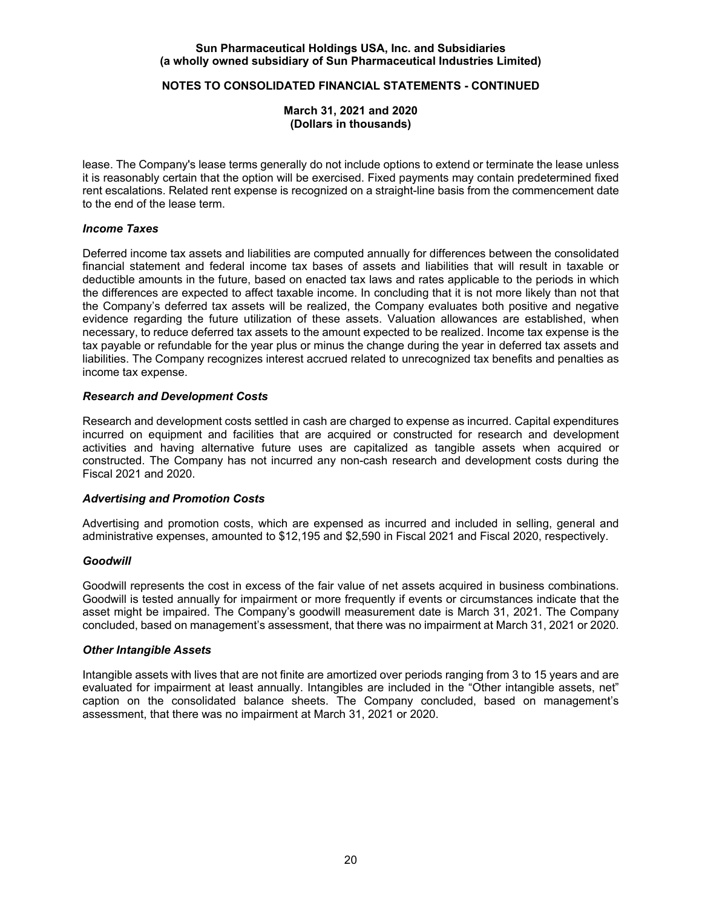lease. The Company's lease terms generally do not include options to extend or terminate the lease unless it is reasonably certain that the option will be exercised. Fixed payments may contain predetermined fixed rent escalations. Related rent expense is recognized on a straight-line basis from the commencement date to the end of the lease term.

### *Income Taxes*

Deferred income tax assets and liabilities are computed annually for differences between the consolidated financial statement and federal income tax bases of assets and liabilities that will result in taxable or deductible amounts in the future, based on enacted tax laws and rates applicable to the periods in which the differences are expected to affect taxable income. In concluding that it is not more likely than not that the Company's deferred tax assets will be realized, the Company evaluates both positive and negative evidence regarding the future utilization of these assets. Valuation allowances are established, when necessary, to reduce deferred tax assets to the amount expected to be realized. Income tax expense is the tax payable or refundable for the year plus or minus the change during the year in deferred tax assets and liabilities. The Company recognizes interest accrued related to unrecognized tax benefits and penalties as income tax expense.

### *Research and Development Costs*

Research and development costs settled in cash are charged to expense as incurred. Capital expenditures incurred on equipment and facilities that are acquired or constructed for research and development activities and having alternative future uses are capitalized as tangible assets when acquired or constructed. The Company has not incurred any non-cash research and development costs during the Fiscal 2021 and 2020.

### *Advertising and Promotion Costs*

Advertising and promotion costs, which are expensed as incurred and included in selling, general and administrative expenses, amounted to $12,195 and $2,590 in Fiscal 2021 and Fiscal 2020, respectively.

### *Goodwill*

Goodwill represents the cost in excess of the fair value of net assets acquired in business combinations. Goodwill is tested annually for impairment or more frequently if events or circumstances indicate that the asset might be impaired. The Company's goodwill measurement date is March 31, 2021. The Company concluded, based on management's assessment, that there was no impairment at March 31, 2021 or 2020.

### *Other Intangible Assets*

Intangible assets with lives that are not finite are amortized over periods ranging from 3 to 15 years and are evaluated for impairment at least annually. Intangibles are included in the "Other intangible assets, net" caption on the consolidated balance sheets. The Company concluded, based on management's assessment, that there was no impairment at March 31, 2021 or 2020.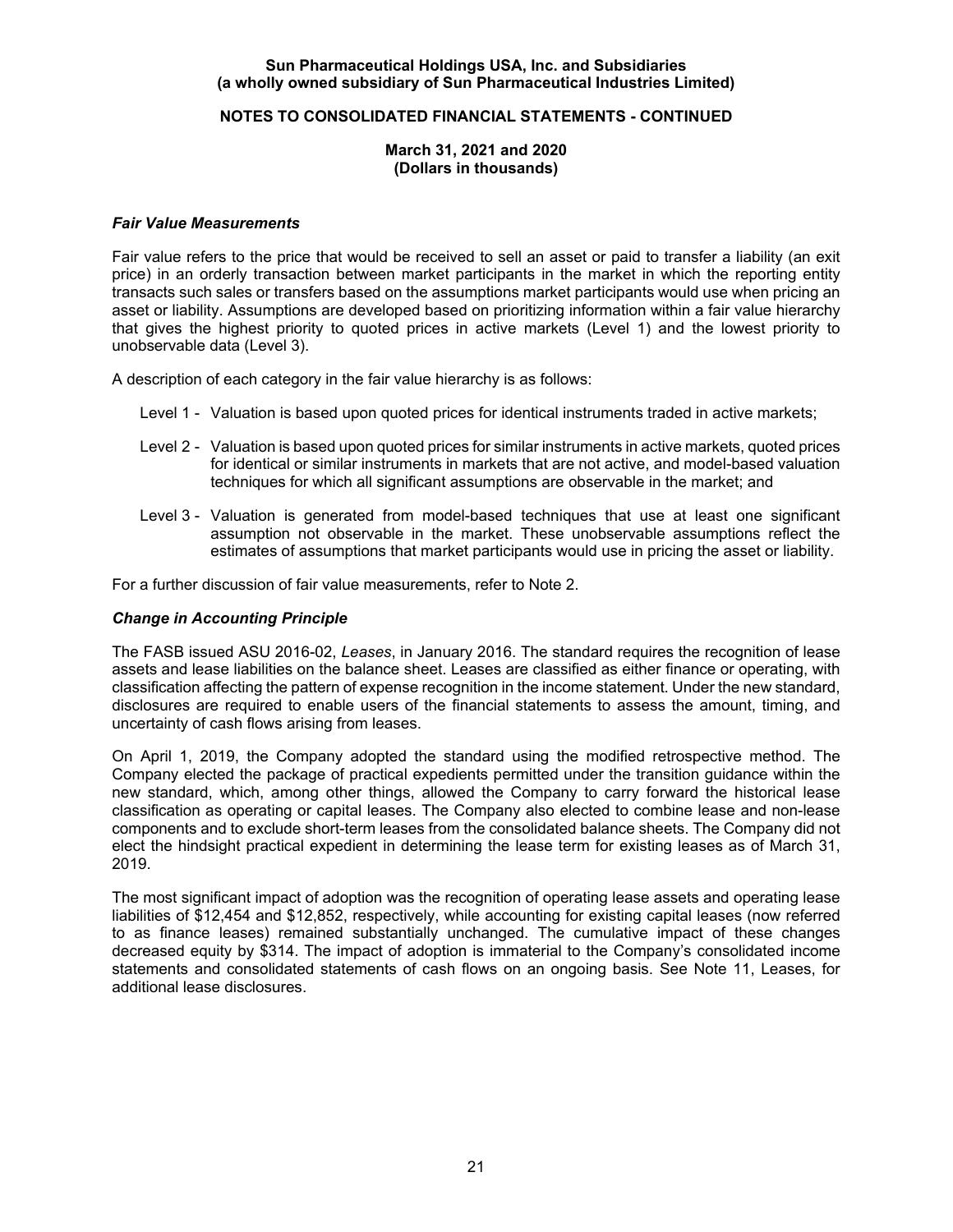### *Fair Value Measurements*

Fair value refers to the price that would be received to sell an asset or paid to transfer a liability (an exit price) in an orderly transaction between market participants in the market in which the reporting entity transacts such sales or transfers based on the assumptions market participants would use when pricing an asset or liability. Assumptions are developed based on prioritizing information within a fair value hierarchy that gives the highest priority to quoted prices in active markets (Level 1) and the lowest priority to unobservable data (Level 3).

A description of each category in the fair value hierarchy is as follows:

Level 1 - Valuation is based upon quoted prices for identical instruments traded in active markets;

Level 2 - Valuation is based upon quoted prices for similar instruments in active markets, quoted prices for identical or similar instruments in markets that are not active, and model-based valuation techniques for which all significant assumptions are observable in the market; and

Level 3 - Valuation is generated from model-based techniques that use at least one significant assumption not observable in the market. These unobservable assumptions reflect the estimates of assumptions that market participants would use in pricing the asset or liability.

For a further discussion of fair value measurements, refer to Note 2.

### *Change in Accounting Principle*

The FASB issued ASU 2016-02, *Leases*, in January 2016. The standard requires the recognition of lease assets and lease liabilities on the balance sheet. Leases are classified as either finance or operating, with classification affecting the pattern of expense recognition in the income statement. Under the new standard, disclosures are required to enable users of the financial statements to assess the amount, timing, and uncertainty of cash flows arising from leases.

On April 1, 2019, the Company adopted the standard using the modified retrospective method. The Company elected the package of practical expedients permitted under the transition guidance within the new standard, which, among other things, allowed the Company to carry forward the historical lease classification as operating or capital leases. The Company also elected to combine lease and non-lease components and to exclude short-term leases from the consolidated balance sheets. The Company did not elect the hindsight practical expedient in determining the lease term for existing leases as of March 31, 2019.

The most significant impact of adoption was the recognition of operating lease assets and operating lease liabilities of $12,454 and $12,852, respectively, while accounting for existing capital leases (now referred to as finance leases) remained substantially unchanged. The cumulative impact of these changes decreased equity by $314. The impact of adoption is immaterial to the Company's consolidated income statements and consolidated statements of cash flows on an ongoing basis. See Note 11, Leases, for additional lease disclosures.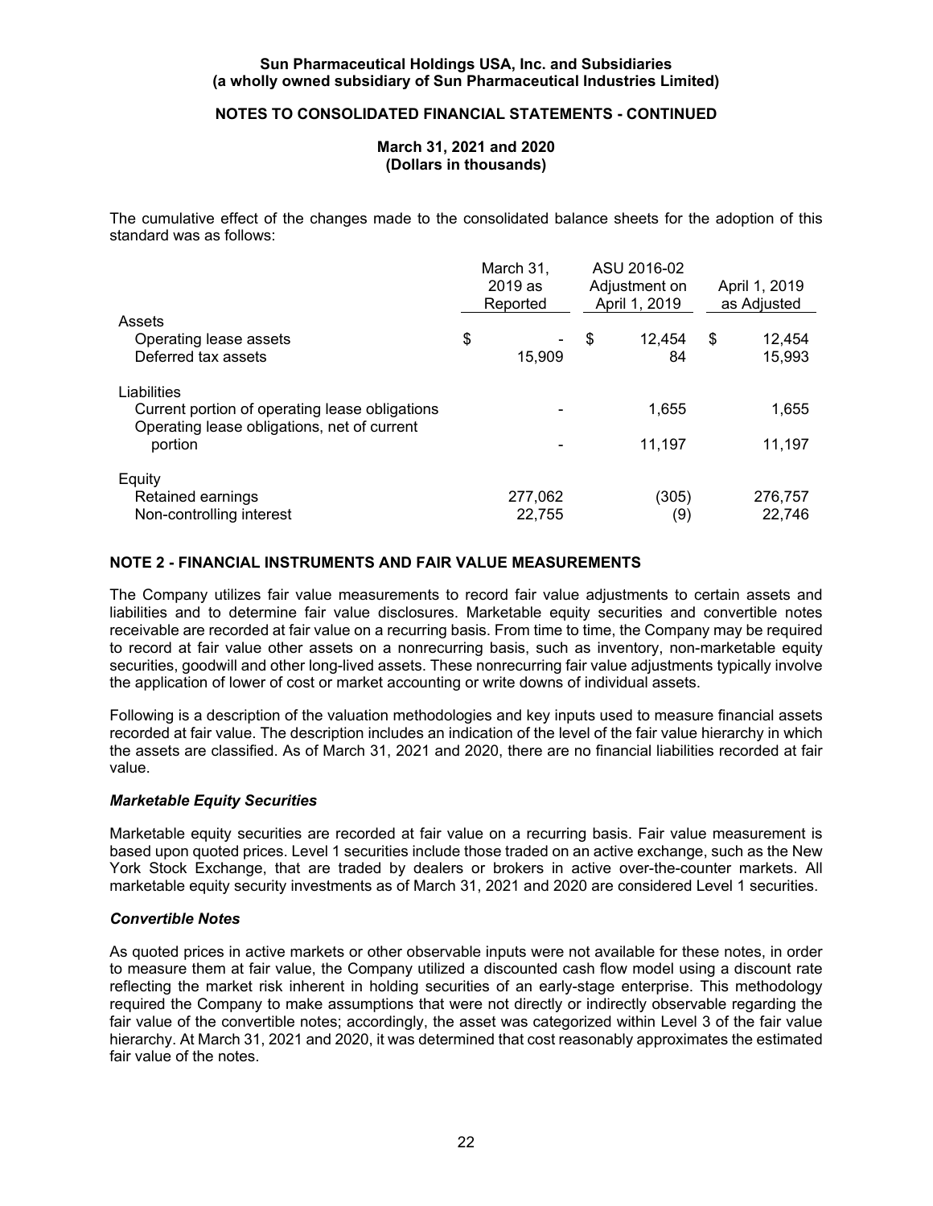The cumulative effect of the changes made to the consolidated balance sheets for the adoption of this standard was as follows:

| | March 31, 2019 as Reported | ASU 2016-02 Adjustment on April 1, 2019 | April 1, 2019 as Adjusted |
|---|---|---|---|
| Assets | | | |
| Operating lease assets | $ - | $ 12,454 | $ 12,454 |
| Deferred tax assets | 15,909 | 84 | 15,993 |
| Liabilities | | | |
| Current portion of operating lease obligations | - | 1,655 | 1,655 |
| Operating lease obligations, net of current portion | - | 11,197 | 11,197 |
| Equity | | | |
| Retained earnings | 277,062 | (305) | 276,757 |
| Non-controlling interest | 22,755 | (9) | 22,746 |

## NOTE 2 - FINANCIAL INSTRUMENTS AND FAIR VALUE MEASUREMENTS

The Company utilizes fair value measurements to record fair value adjustments to certain assets and liabilities and to determine fair value disclosures. Marketable equity securities and convertible notes receivable are recorded at fair value on a recurring basis. From time to time, the Company may be required to record at fair value other assets on a nonrecurring basis, such as inventory, non-marketable equity securities, goodwill and other long-lived assets. These nonrecurring fair value adjustments typically involve the application of lower of cost or market accounting or write downs of individual assets.

Following is a description of the valuation methodologies and key inputs used to measure financial assets recorded at fair value. The description includes an indication of the level of the fair value hierarchy in which the assets are classified. As of March 31, 2021 and 2020, there are no financial liabilities recorded at fair value.

### *Marketable Equity Securities*

Marketable equity securities are recorded at fair value on a recurring basis. Fair value measurement is based upon quoted prices. Level 1 securities include those traded on an active exchange, such as the New York Stock Exchange, that are traded by dealers or brokers in active over-the-counter markets. All marketable equity security investments as of March 31, 2021 and 2020 are considered Level 1 securities.

### *Convertible Notes*

As quoted prices in active markets or other observable inputs were not available for these notes, in order to measure them at fair value, the Company utilized a discounted cash flow model using a discount rate reflecting the market risk inherent in holding securities of an early-stage enterprise. This methodology required the Company to make assumptions that were not directly or indirectly observable regarding the fair value of the convertible notes; accordingly, the asset was categorized within Level 3 of the fair value hierarchy. At March 31, 2021 and 2020, it was determined that cost reasonably approximates the estimated fair value of the notes.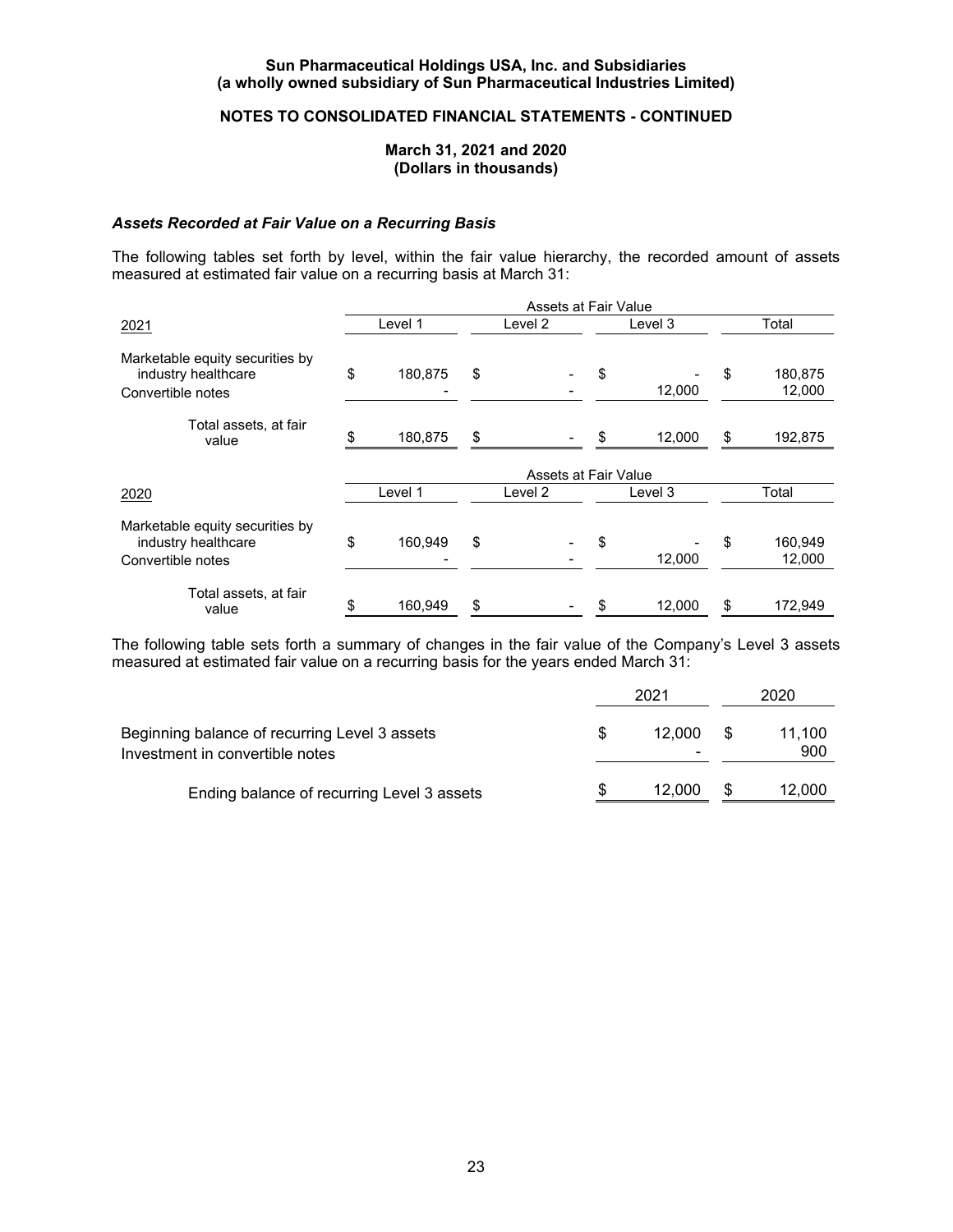### Sun Pharmaceutical Holdings USA, Inc. and Subsidiaries
### (a wholly owned subsidiary of Sun Pharmaceutical Industries Limited)

### NOTES TO CONSOLIDATED FINANCIAL STATEMENTS - CONTINUED

### March 31, 2021 and 2020
### (Dollars in thousands)

***Assets Recorded at Fair Value on a Recurring Basis***

The following tables set forth by level, within the fair value hierarchy, the recorded amount of assets measured at estimated fair value on a recurring basis at March 31:

| | Assets at Fair Value | | | |
|---|---|---|---|---|
| 2021 | Level 1 | Level 2 | Level 3 | Total |
| Marketable equity securities by industry healthcare | $ 180,875 | $ - | $ - | $ 180,875 |
| Convertible notes | - | - | 12,000 | 12,000 |
| Total assets, at fair value | $ 180,875 | $ - | $ 12,000 | $ 192,875 |

| | Assets at Fair Value | | | |
|---|---|---|---|---|
| 2020 | Level 1 | Level 2 | Level 3 | Total |
| Marketable equity securities by industry healthcare | $ 160,949 | $ - | $ - | $ 160,949 |
| Convertible notes | - | - | 12,000 | 12,000 |
| Total assets, at fair value | $ 160,949 | $ - | $ 12,000 | $ 172,949 |

The following table sets forth a summary of changes in the fair value of the Company's Level 3 assets measured at estimated fair value on a recurring basis for the years ended March 31:

| | 2021 | 2020 |
|---|---|---|
| Beginning balance of recurring Level 3 assets | $ 12,000 | $ 11,100 |
| Investment in convertible notes | - | 900 |
| Ending balance of recurring Level 3 assets | $ 12,000 | $ 12,000 |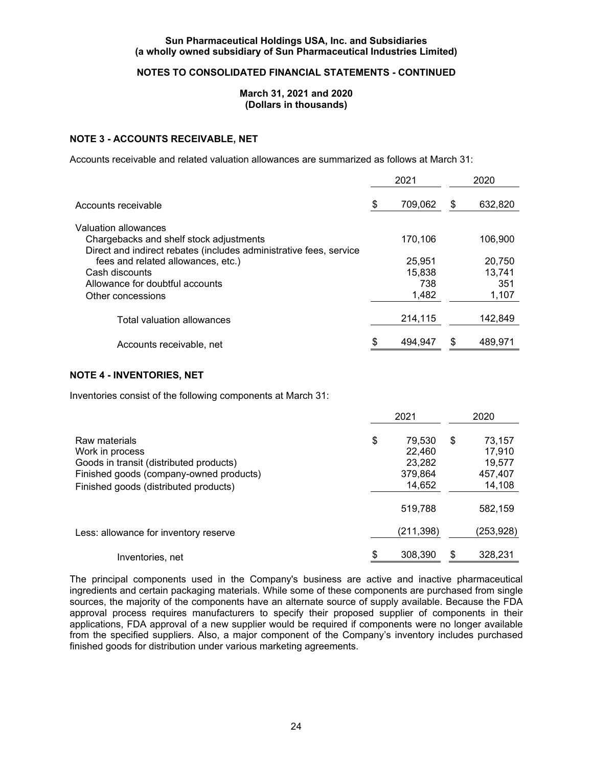## NOTE 3 - ACCOUNTS RECEIVABLE, NET

Accounts receivable and related valuation allowances are summarized as follows at March 31:

| | 2021 | 2020 |
|---|---|---|
| Accounts receivable | $ 709,062 | $ 632,820 |
| Valuation allowances | | |
| Chargebacks and shelf stock adjustments | 170,106 | 106,900 |
| Direct and indirect rebates (includes administrative fees, service fees and related allowances, etc.) | 25,951 | 20,750 |
| Cash discounts | 15,838 | 13,741 |
| Allowance for doubtful accounts | 738 | 351 |
| Other concessions | 1,482 | 1,107 |
| Total valuation allowances | 214,115 | 142,849 |
| Accounts receivable, net | $ 494,947 | $ 489,971 |

## NOTE 4 - INVENTORIES, NET

Inventories consist of the following components at March 31:

| | 2021 | 2020 |
|---|---|---|
| Raw materials | $ 79,530 | $ 73,157 |
| Work in process | 22,460 | 17,910 |
| Goods in transit (distributed products) | 23,282 | 19,577 |
| Finished goods (company-owned products) | 379,864 | 457,407 |
| Finished goods (distributed products) | 14,652 | 14,108 |
| | 519,788 | 582,159 |
| Less: allowance for inventory reserve | (211,398) | (253,928) |
| Inventories, net | $ 308,390 | $ 328,231 |

The principal components used in the Company's business are active and inactive pharmaceutical ingredients and certain packaging materials. While some of these components are purchased from single sources, the majority of the components have an alternate source of supply available. Because the FDA approval process requires manufacturers to specify their proposed supplier of components in their applications, FDA approval of a new supplier would be required if components were no longer available from the specified suppliers. Also, a major component of the Company's inventory includes purchased finished goods for distribution under various marketing agreements.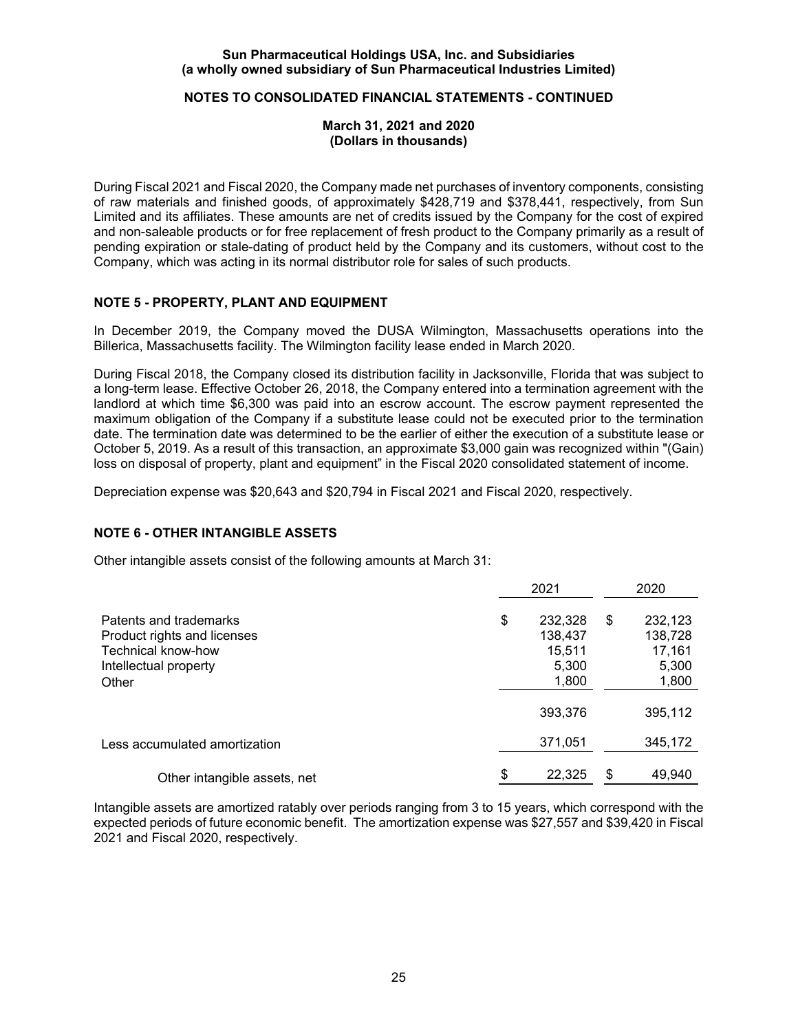During Fiscal 2021 and Fiscal 2020, the Company made net purchases of inventory components, consisting of raw materials and finished goods, of approximately $428,719 and $378,441, respectively, from Sun Limited and its affiliates. These amounts are net of credits issued by the Company for the cost of expired and non-saleable products or for free replacement of fresh product to the Company primarily as a result of pending expiration or stale-dating of product held by the Company and its customers, without cost to the Company, which was acting in its normal distributor role for sales of such products.

## NOTE 5 - PROPERTY, PLANT AND EQUIPMENT

In December 2019, the Company moved the DUSA Wilmington, Massachusetts operations into the Billerica, Massachusetts facility. The Wilmington facility lease ended in March 2020.

During Fiscal 2018, the Company closed its distribution facility in Jacksonville, Florida that was subject to a long-term lease. Effective October 26, 2018, the Company entered into a termination agreement with the landlord at which time $6,300 was paid into an escrow account. The escrow payment represented the maximum obligation of the Company if a substitute lease could not be executed prior to the termination date. The termination date was determined to be the earlier of either the execution of a substitute lease or October 5, 2019. As a result of this transaction, an approximate $3,000 gain was recognized within "(Gain) loss on disposal of property, plant and equipment" in the Fiscal 2020 consolidated statement of income.

Depreciation expense was $20,643 and $20,794 in Fiscal 2021 and Fiscal 2020, respectively.

## NOTE 6 - OTHER INTANGIBLE ASSETS

Other intangible assets consist of the following amounts at March 31:

| | 2021 | 2020 |
|---|---|---|
| Patents and trademarks | $ 232,328 | $ 232,123 |
| Product rights and licenses | 138,437 | 138,728 |
| Technical know-how | 15,511 | 17,161 |
| Intellectual property | 5,300 | 5,300 |
| Other | 1,800 | 1,800 |
| | 393,376 | 395,112 |
| Less accumulated amortization | 371,051 | 345,172 |
| Other intangible assets, net | $ 22,325 | $ 49,940 |

Intangible assets are amortized ratably over periods ranging from 3 to 15 years, which correspond with the expected periods of future economic benefit. The amortization expense was $27,557 and $39,420 in Fiscal 2021 and Fiscal 2020, respectively.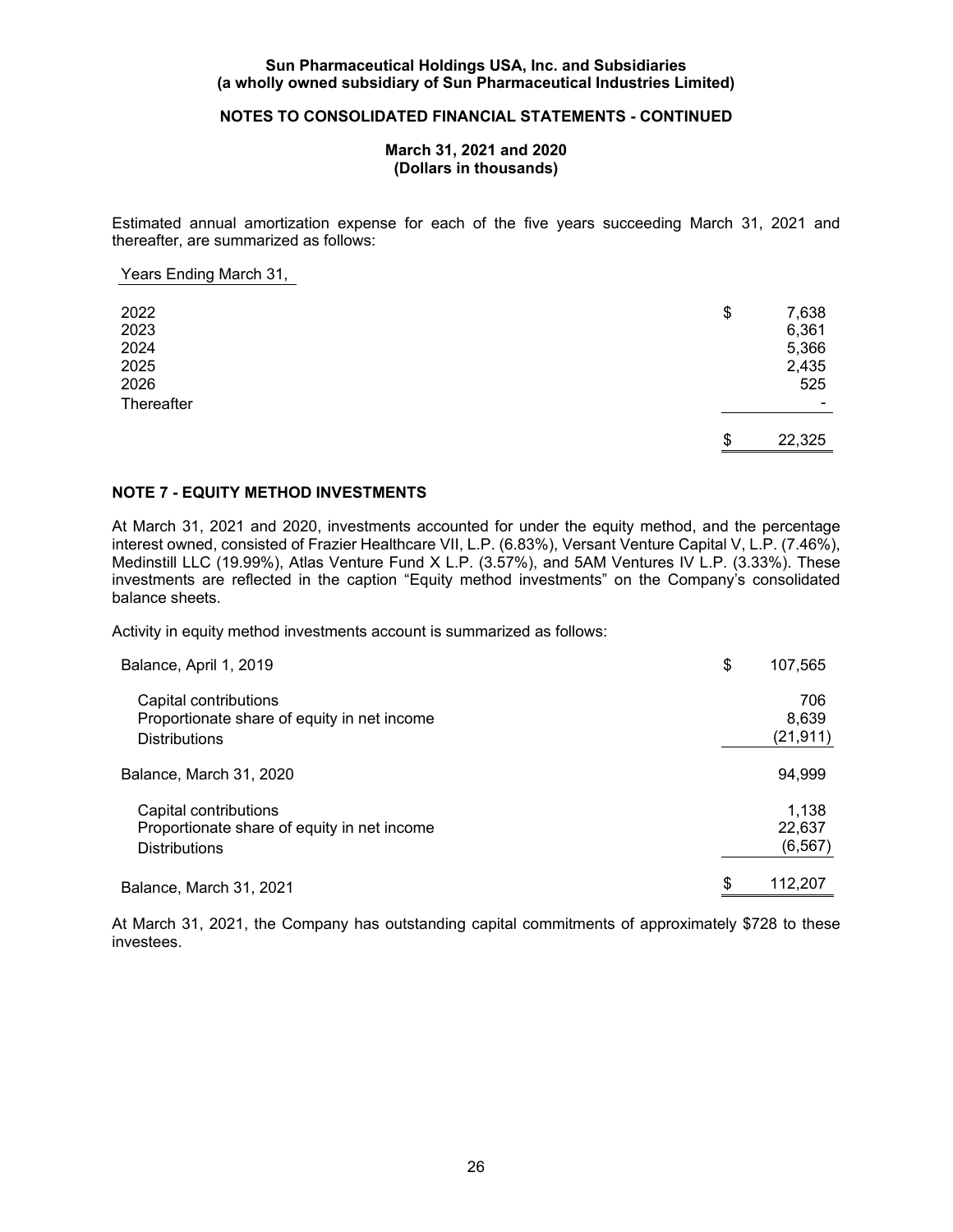Estimated annual amortization expense for each of the five years succeeding March 31, 2021 and thereafter, are summarized as follows:

| Years Ending March 31, | |
|---|---|
| 2022 | $ 7,638 |
| 2023 | 6,361 |
| 2024 | 5,366 |
| 2025 | 2,435 |
| 2026 | 525 |
| Thereafter | - |
| | $ 22,325 |

## NOTE 7 - EQUITY METHOD INVESTMENTS

At March 31, 2021 and 2020, investments accounted for under the equity method, and the percentage interest owned, consisted of Frazier Healthcare VII, L.P. (6.83%), Versant Venture Capital V, L.P. (7.46%), Medinstill LLC (19.99%), Atlas Venture Fund X L.P. (3.57%), and 5AM Ventures IV L.P. (3.33%). These investments are reflected in the caption "Equity method investments" on the Company's consolidated balance sheets.

Activity in equity method investments account is summarized as follows:

| | |
|---|---|
| Balance, April 1, 2019 | $ 107,565 |
| Capital contributions | 706 |
| Proportionate share of equity in net income | 8,639 |
| Distributions | (21,911) |
| Balance, March 31, 2020 | 94,999 |
| Capital contributions | 1,138 |
| Proportionate share of equity in net income | 22,637 |
| Distributions | (6,567) |
| Balance, March 31, 2021 | $ 112,207 |

At March 31, 2021, the Company has outstanding capital commitments of approximately $728 to these investees.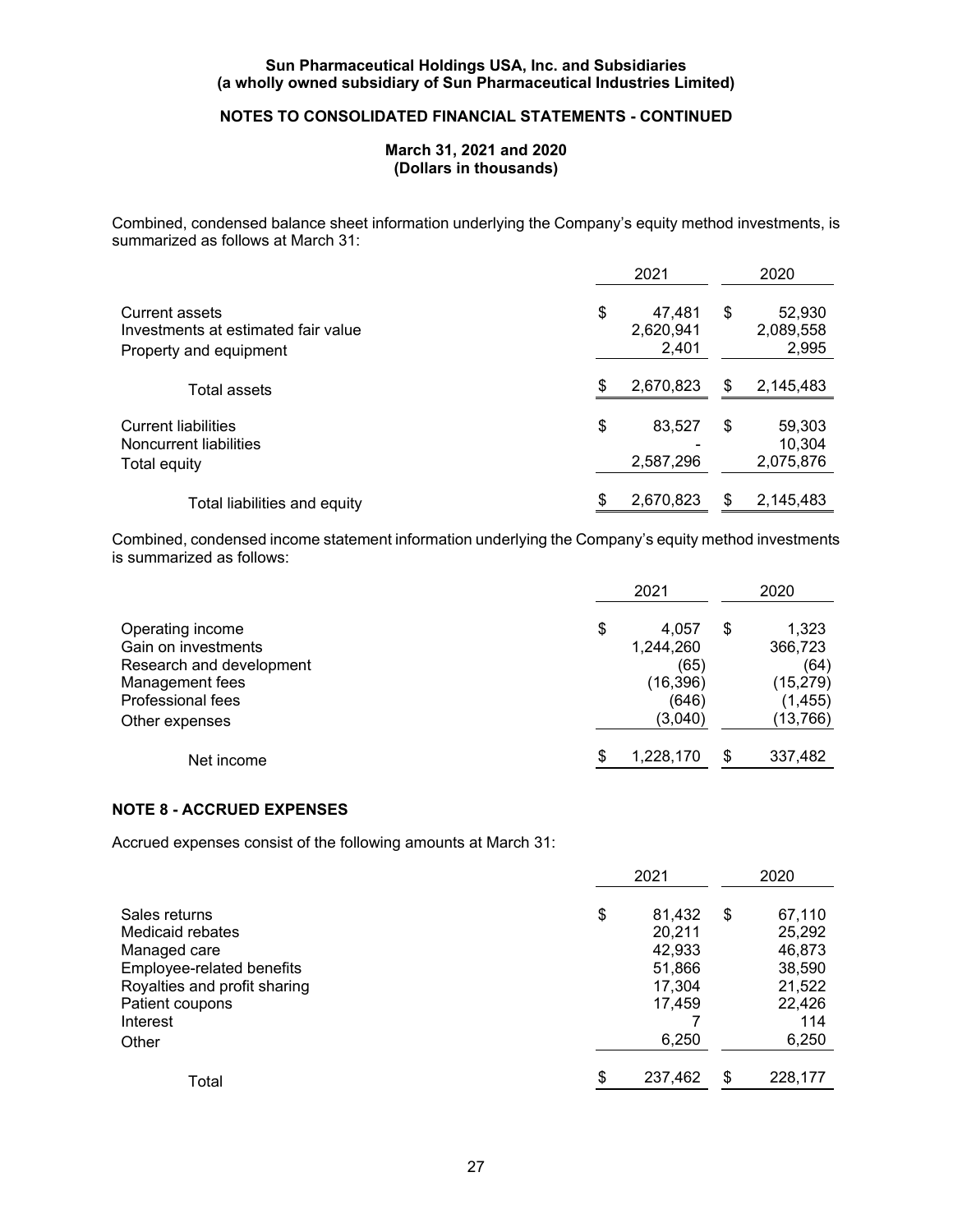Combined, condensed balance sheet information underlying the Company's equity method investments, is summarized as follows at March 31:

| | 2021 | 2020 |
|---|---|---|
| Current assets | $ 47,481 | $ 52,930 |
| Investments at estimated fair value | 2,620,941 | 2,089,558 |
| Property and equipment | 2,401 | 2,995 |
| Total assets | $ 2,670,823 | $ 2,145,483 |
| Current liabilities | $ 83,527 | $ 59,303 |
| Noncurrent liabilities | - | 10,304 |
| Total equity | 2,587,296 | 2,075,876 |
| Total liabilities and equity | $ 2,670,823 | $ 2,145,483 |

Combined, condensed income statement information underlying the Company's equity method investments is summarized as follows:

| | 2021 | 2020 |
|---|---|---|
| Operating income | $ 4,057 | $ 1,323 |
| Gain on investments | 1,244,260 | 366,723 |
| Research and development | (65) | (64) |
| Management fees | (16,396) | (15,279) |
| Professional fees | (646) | (1,455) |
| Other expenses | (3,040) | (13,766) |
| Net income | $ 1,228,170 | $ 337,482 |

## NOTE 8 - ACCRUED EXPENSES

Accrued expenses consist of the following amounts at March 31:

| | 2021 | 2020 |
|---|---|---|
| Sales returns | $ 81,432 | $ 67,110 |
| Medicaid rebates | 20,211 | 25,292 |
| Managed care | 42,933 | 46,873 |
| Employee-related benefits | 51,866 | 38,590 |
| Royalties and profit sharing | 17,304 | 21,522 |
| Patient coupons | 17,459 | 22,426 |
| Interest | 7 | 114 |
| Other | 6,250 | 6,250 |
| Total | $ 237,462 | $ 228,177 |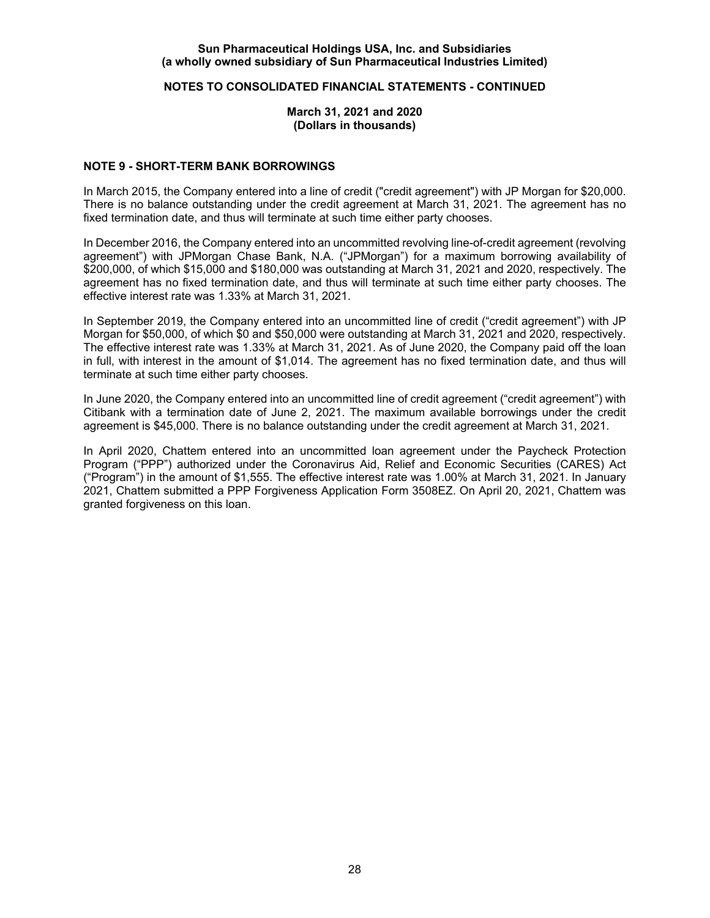# NOTE 9 - SHORT-TERM BANK BORROWINGS

In March 2015, the Company entered into a line of credit ("credit agreement") with JP Morgan for $20,000. There is no balance outstanding under the credit agreement at March 31, 2021. The agreement has no fixed termination date, and thus will terminate at such time either party chooses.

In December 2016, the Company entered into an uncommitted revolving line-of-credit agreement (revolving agreement") with JPMorgan Chase Bank, N.A. ("JPMorgan") for a maximum borrowing availability of $200,000, of which $15,000 and $180,000 was outstanding at March 31, 2021 and 2020, respectively. The agreement has no fixed termination date, and thus will terminate at such time either party chooses. The effective interest rate was 1.33% at March 31, 2021.

In September 2019, the Company entered into an uncommitted line of credit ("credit agreement") with JP Morgan for $50,000, of which $0 and $50,000 were outstanding at March 31, 2021 and 2020, respectively. The effective interest rate was 1.33% at March 31, 2021. As of June 2020, the Company paid off the loan in full, with interest in the amount of $1,014. The agreement has no fixed termination date, and thus will terminate at such time either party chooses.

In June 2020, the Company entered into an uncommitted line of credit agreement ("credit agreement") with Citibank with a termination date of June 2, 2021. The maximum available borrowings under the credit agreement is $45,000. There is no balance outstanding under the credit agreement at March 31, 2021.

In April 2020, Chattem entered into an uncommitted loan agreement under the Paycheck Protection Program ("PPP") authorized under the Coronavirus Aid, Relief and Economic Securities (CARES) Act ("Program") in the amount of $1,555. The effective interest rate was 1.00% at March 31, 2021. In January 2021, Chattem submitted a PPP Forgiveness Application Form 3508EZ. On April 20, 2021, Chattem was granted forgiveness on this loan.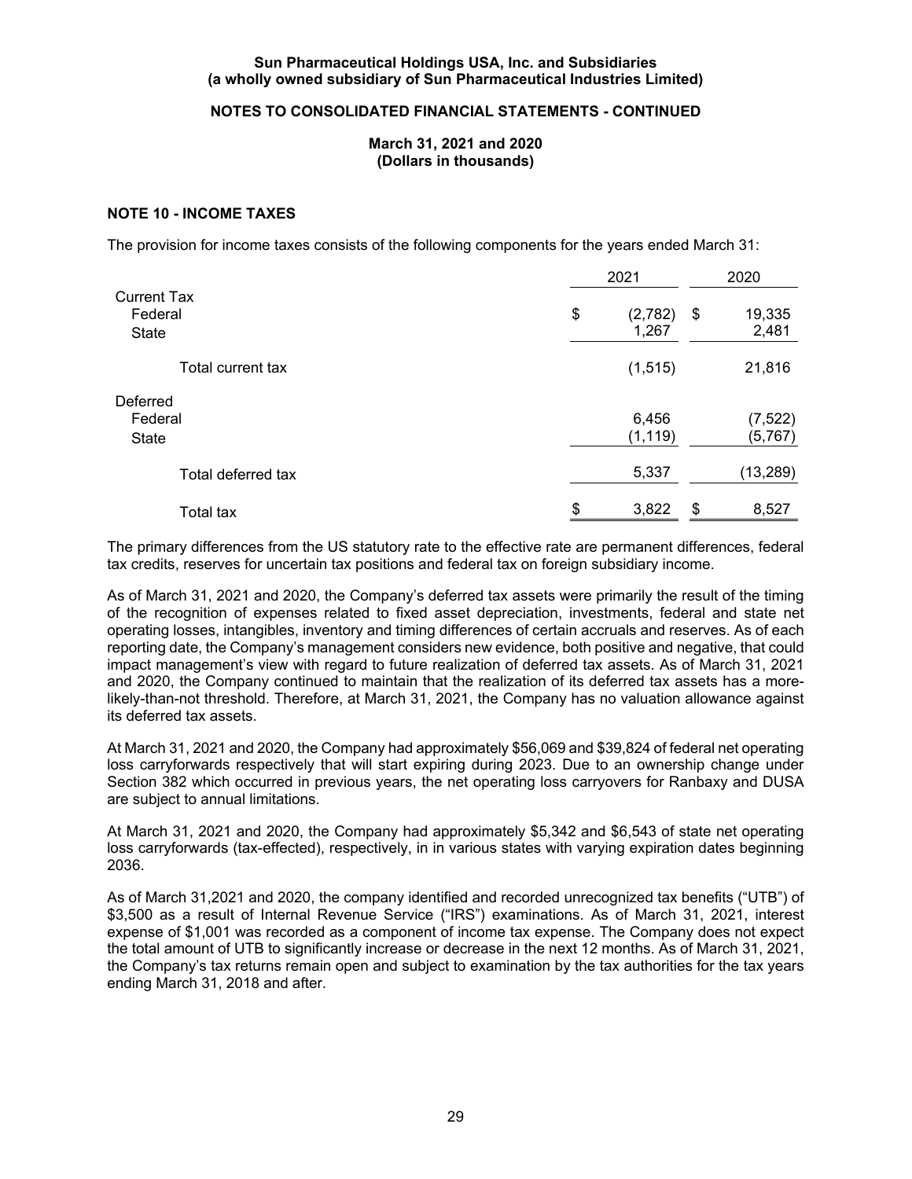Sun Pharmaceutical Holdings USA, Inc. and Subsidiaries
(a wholly owned subsidiary of Sun Pharmaceutical Industries Limited)

NOTES TO CONSOLIDATED FINANCIAL STATEMENTS - CONTINUED

March 31, 2021 and 2020
(Dollars in thousands)

## NOTE 10 - INCOME TAXES

The provision for income taxes consists of the following components for the years ended March 31:

| | 2021 | 2020 |
|---|---|---|
| Current Tax | | |
| Federal | $ (2,782) | $ 19,335 |
| State | 1,267 | 2,481 |
| Total current tax | (1,515) | 21,816 |
| Deferred | | |
| Federal | 6,456 | (7,522) |
| State | (1,119) | (5,767) |
| Total deferred tax | 5,337 | (13,289) |
| Total tax | $ 3,822 | $ 8,527 |

The primary differences from the US statutory rate to the effective rate are permanent differences, federal tax credits, reserves for uncertain tax positions and federal tax on foreign subsidiary income.

As of March 31, 2021 and 2020, the Company's deferred tax assets were primarily the result of the timing of the recognition of expenses related to fixed asset depreciation, investments, federal and state net operating losses, intangibles, inventory and timing differences of certain accruals and reserves. As of each reporting date, the Company's management considers new evidence, both positive and negative, that could impact management's view with regard to future realization of deferred tax assets. As of March 31, 2021 and 2020, the Company continued to maintain that the realization of its deferred tax assets has a more-likely-than-not threshold. Therefore, at March 31, 2021, the Company has no valuation allowance against its deferred tax assets.

At March 31, 2021 and 2020, the Company had approximately $56,069 and $39,824 of federal net operating loss carryforwards respectively that will start expiring during 2023. Due to an ownership change under Section 382 which occurred in previous years, the net operating loss carryovers for Ranbaxy and DUSA are subject to annual limitations.

At March 31, 2021 and 2020, the Company had approximately $5,342 and $6,543 of state net operating loss carryforwards (tax-effected), respectively, in in various states with varying expiration dates beginning 2036.

As of March 31,2021 and 2020, the company identified and recorded unrecognized tax benefits ("UTB") of $3,500 as a result of Internal Revenue Service ("IRS") examinations. As of March 31, 2021, interest expense of $1,001 was recorded as a component of income tax expense. The Company does not expect the total amount of UTB to significantly increase or decrease in the next 12 months. As of March 31, 2021, the Company's tax returns remain open and subject to examination by the tax authorities for the tax years ending March 31, 2018 and after.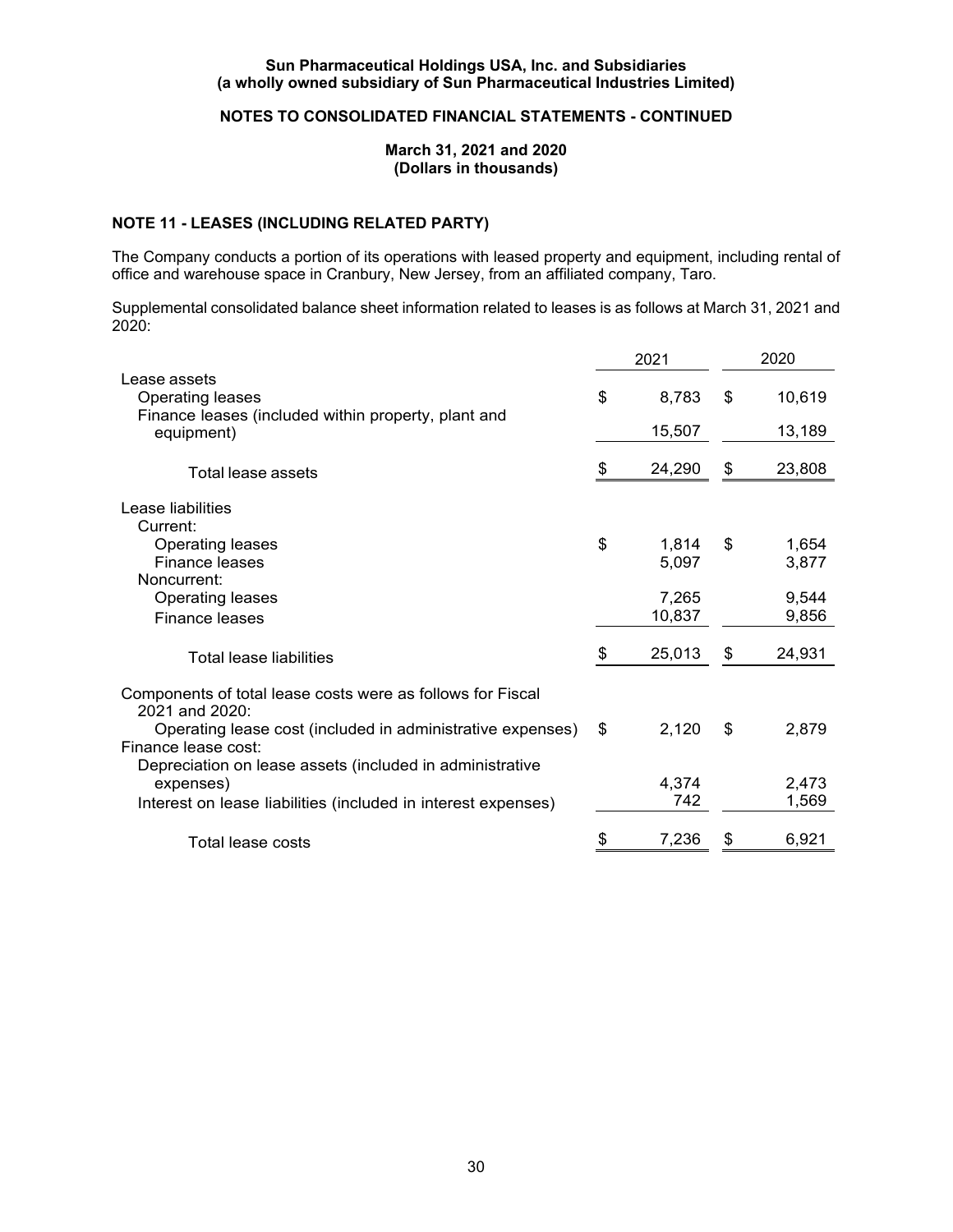**Sun Pharmaceutical Holdings USA, Inc. and Subsidiaries**
**(a wholly owned subsidiary of Sun Pharmaceutical Industries Limited)**

**NOTES TO CONSOLIDATED FINANCIAL STATEMENTS - CONTINUED**

**March 31, 2021 and 2020**
**(Dollars in thousands)**

## NOTE 11 - LEASES (INCLUDING RELATED PARTY)

The Company conducts a portion of its operations with leased property and equipment, including rental of office and warehouse space in Cranbury, New Jersey, from an affiliated company, Taro.

Supplemental consolidated balance sheet information related to leases is as follows at March 31, 2021 and 2020:

| | 2021 | 2020 |
|---|---|---|
| Lease assets | | |
| Operating leases | $ 8,783 | $ 10,619 |
| Finance leases (included within property, plant and equipment) | 15,507 | 13,189 |
| Total lease assets | $ 24,290 | $ 23,808 |
| Lease liabilities | | |
| Current: | | |
| Operating leases | $ 1,814 | $ 1,654 |
| Finance leases | 5,097 | 3,877 |
| Noncurrent: | | |
| Operating leases | 7,265 | 9,544 |
| Finance leases | 10,837 | 9,856 |
| Total lease liabilities | $ 25,013 | $ 24,931 |
| Components of total lease costs were as follows for Fiscal 2021 and 2020: | | |
| Operating lease cost (included in administrative expenses) | $ 2,120 | $ 2,879 |
| Finance lease cost: | | |
| Depreciation on lease assets (included in administrative expenses) | 4,374 | 2,473 |
| Interest on lease liabilities (included in interest expenses) | 742 | 1,569 |
| Total lease costs | $ 7,236 | $ 6,921 |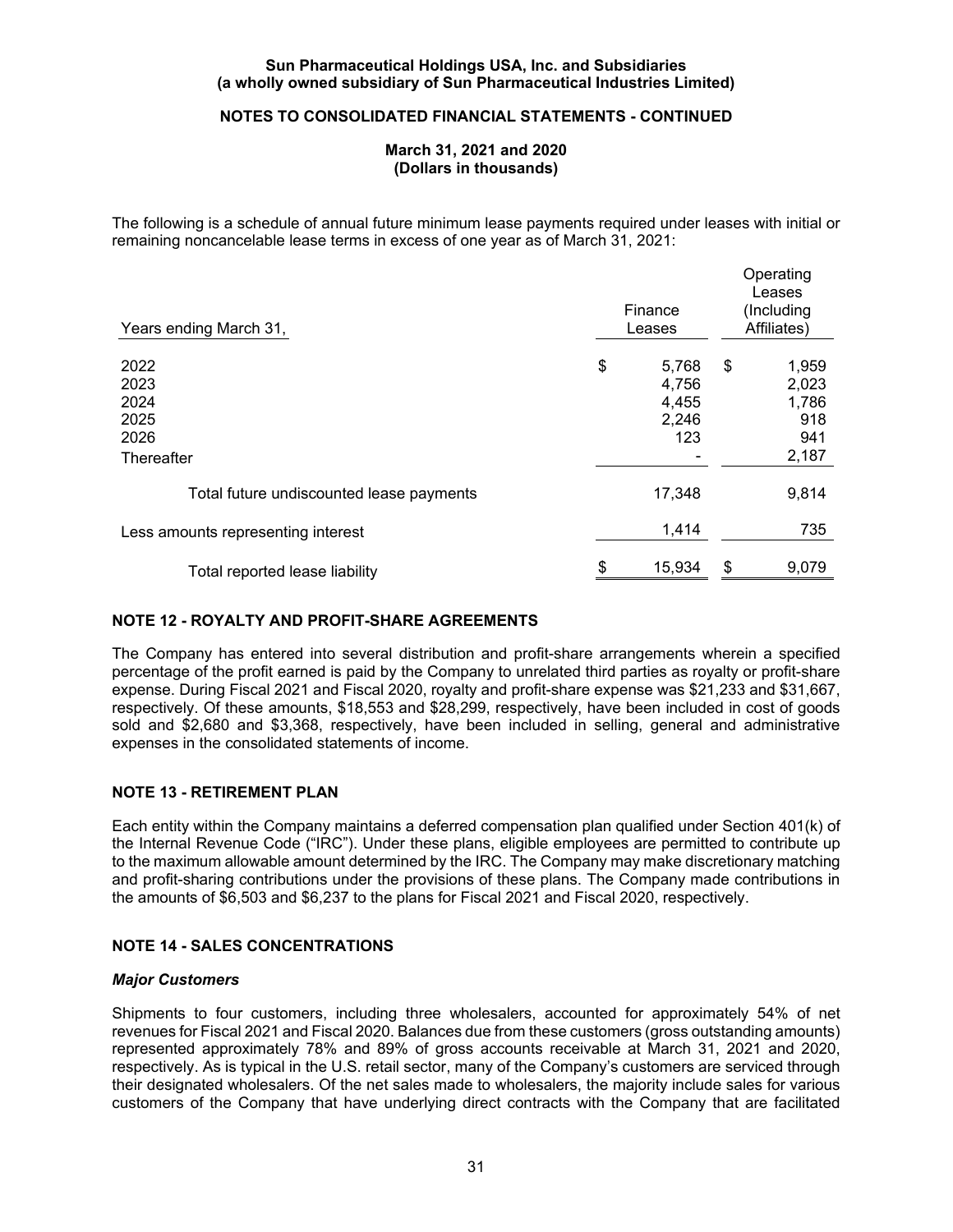The following is a schedule of annual future minimum lease payments required under leases with initial or remaining noncancelable lease terms in excess of one year as of March 31, 2021:

| Years ending March 31, | Finance Leases | Operating Leases (Including Affiliates) |
|---|---|---|
| 2022 | $ 5,768 | $ 1,959 |
| 2023 | 4,756 | 2,023 |
| 2024 | 4,455 | 1,786 |
| 2025 | 2,246 | 918 |
| 2026 | 123 | 941 |
| Thereafter | - | 2,187 |
| Total future undiscounted lease payments | 17,348 | 9,814 |
| Less amounts representing interest | 1,414 | 735 |
| Total reported lease liability | $ 15,934 | $ 9,079 |

## NOTE 12 - ROYALTY AND PROFIT-SHARE AGREEMENTS

The Company has entered into several distribution and profit-share arrangements wherein a specified percentage of the profit earned is paid by the Company to unrelated third parties as royalty or profit-share expense. During Fiscal 2021 and Fiscal 2020, royalty and profit-share expense was $21,233 and $31,667, respectively. Of these amounts, $18,553 and $28,299, respectively, have been included in cost of goods sold and $2,680 and $3,368, respectively, have been included in selling, general and administrative expenses in the consolidated statements of income.

## NOTE 13 - RETIREMENT PLAN

Each entity within the Company maintains a deferred compensation plan qualified under Section 401(k) of the Internal Revenue Code ("IRC"). Under these plans, eligible employees are permitted to contribute up to the maximum allowable amount determined by the IRC. The Company may make discretionary matching and profit-sharing contributions under the provisions of these plans. The Company made contributions in the amounts of $6,503 and $6,237 to the plans for Fiscal 2021 and Fiscal 2020, respectively.

## NOTE 14 - SALES CONCENTRATIONS

### *Major Customers*

Shipments to four customers, including three wholesalers, accounted for approximately 54% of net revenues for Fiscal 2021 and Fiscal 2020. Balances due from these customers (gross outstanding amounts) represented approximately 78% and 89% of gross accounts receivable at March 31, 2021 and 2020, respectively. As is typical in the U.S. retail sector, many of the Company's customers are serviced through their designated wholesalers. Of the net sales made to wholesalers, the majority include sales for various customers of the Company that have underlying direct contracts with the Company that are facilitated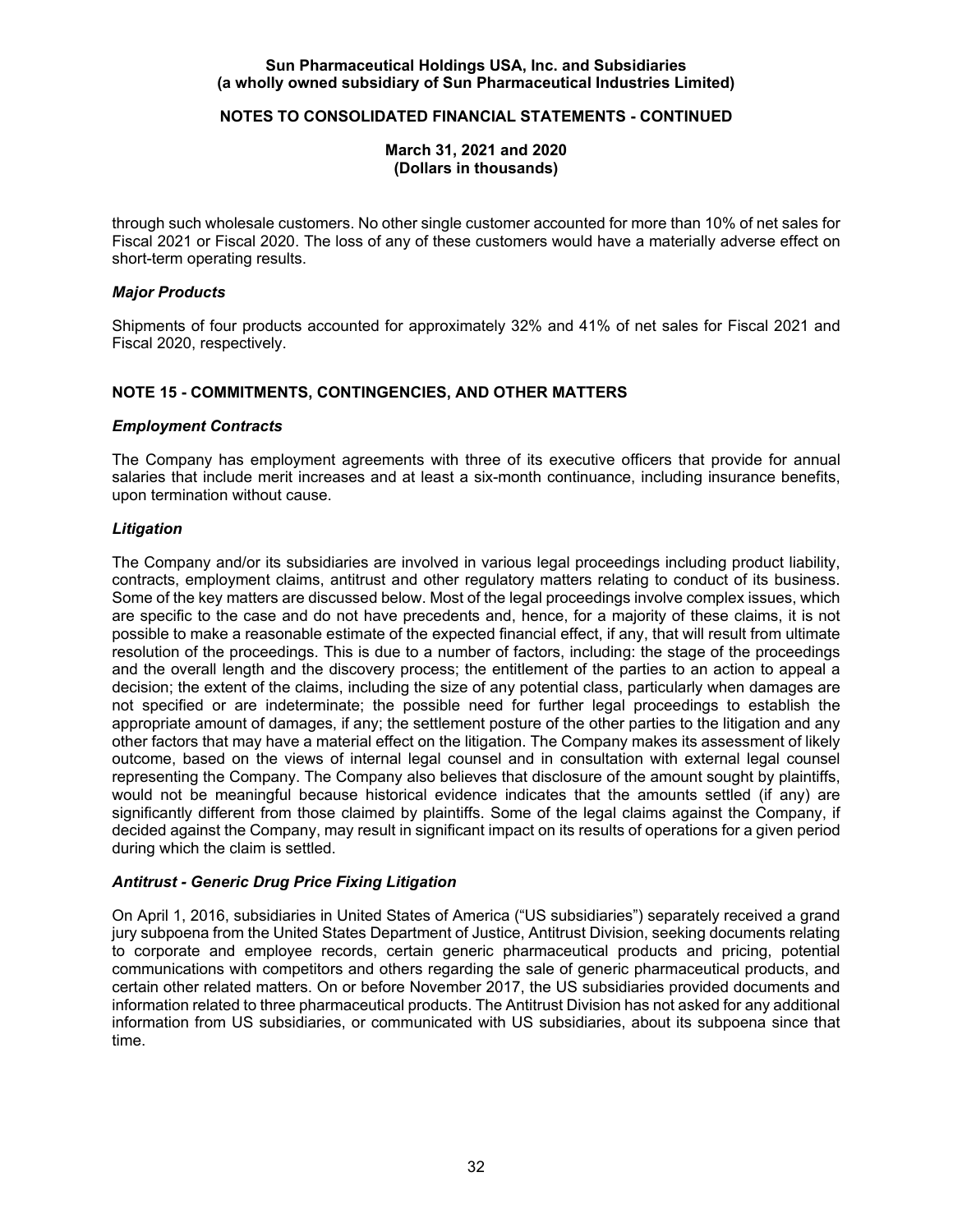through such wholesale customers. No other single customer accounted for more than 10% of net sales for Fiscal 2021 or Fiscal 2020. The loss of any of these customers would have a materially adverse effect on short-term operating results.

### *Major Products*

Shipments of four products accounted for approximately 32% and 41% of net sales for Fiscal 2021 and Fiscal 2020, respectively.

## NOTE 15 - COMMITMENTS, CONTINGENCIES, AND OTHER MATTERS

### *Employment Contracts*

The Company has employment agreements with three of its executive officers that provide for annual salaries that include merit increases and at least a six-month continuance, including insurance benefits, upon termination without cause.

### *Litigation*

The Company and/or its subsidiaries are involved in various legal proceedings including product liability, contracts, employment claims, antitrust and other regulatory matters relating to conduct of its business. Some of the key matters are discussed below. Most of the legal proceedings involve complex issues, which are specific to the case and do not have precedents and, hence, for a majority of these claims, it is not possible to make a reasonable estimate of the expected financial effect, if any, that will result from ultimate resolution of the proceedings. This is due to a number of factors, including: the stage of the proceedings and the overall length and the discovery process; the entitlement of the parties to an action to appeal a decision; the extent of the claims, including the size of any potential class, particularly when damages are not specified or are indeterminate; the possible need for further legal proceedings to establish the appropriate amount of damages, if any; the settlement posture of the other parties to the litigation and any other factors that may have a material effect on the litigation. The Company makes its assessment of likely outcome, based on the views of internal legal counsel and in consultation with external legal counsel representing the Company. The Company also believes that disclosure of the amount sought by plaintiffs, would not be meaningful because historical evidence indicates that the amounts settled (if any) are significantly different from those claimed by plaintiffs. Some of the legal claims against the Company, if decided against the Company, may result in significant impact on its results of operations for a given period during which the claim is settled.

### *Antitrust - Generic Drug Price Fixing Litigation*

On April 1, 2016, subsidiaries in United States of America ("US subsidiaries") separately received a grand jury subpoena from the United States Department of Justice, Antitrust Division, seeking documents relating to corporate and employee records, certain generic pharmaceutical products and pricing, potential communications with competitors and others regarding the sale of generic pharmaceutical products, and certain other related matters. On or before November 2017, the US subsidiaries provided documents and information related to three pharmaceutical products. The Antitrust Division has not asked for any additional information from US subsidiaries, or communicated with US subsidiaries, about its subpoena since that time.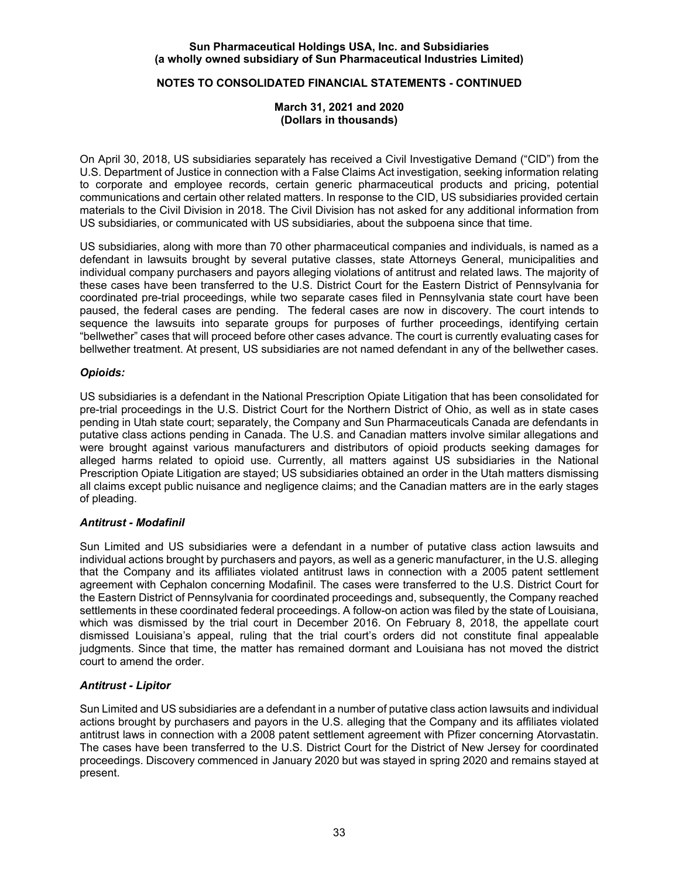On April 30, 2018, US subsidiaries separately has received a Civil Investigative Demand ("CID") from the U.S. Department of Justice in connection with a False Claims Act investigation, seeking information relating to corporate and employee records, certain generic pharmaceutical products and pricing, potential communications and certain other related matters. In response to the CID, US subsidiaries provided certain materials to the Civil Division in 2018. The Civil Division has not asked for any additional information from US subsidiaries, or communicated with US subsidiaries, about the subpoena since that time.

US subsidiaries, along with more than 70 other pharmaceutical companies and individuals, is named as a defendant in lawsuits brought by several putative classes, state Attorneys General, municipalities and individual company purchasers and payors alleging violations of antitrust and related laws. The majority of these cases have been transferred to the U.S. District Court for the Eastern District of Pennsylvania for coordinated pre-trial proceedings, while two separate cases filed in Pennsylvania state court have been paused, the federal cases are pending. The federal cases are now in discovery. The court intends to sequence the lawsuits into separate groups for purposes of further proceedings, identifying certain "bellwether" cases that will proceed before other cases advance. The court is currently evaluating cases for bellwether treatment. At present, US subsidiaries are not named defendant in any of the bellwether cases.

### *Opioids:*

US subsidiaries is a defendant in the National Prescription Opiate Litigation that has been consolidated for pre-trial proceedings in the U.S. District Court for the Northern District of Ohio, as well as in state cases pending in Utah state court; separately, the Company and Sun Pharmaceuticals Canada are defendants in putative class actions pending in Canada. The U.S. and Canadian matters involve similar allegations and were brought against various manufacturers and distributors of opioid products seeking damages for alleged harms related to opioid use. Currently, all matters against US subsidiaries in the National Prescription Opiate Litigation are stayed; US subsidiaries obtained an order in the Utah matters dismissing all claims except public nuisance and negligence claims; and the Canadian matters are in the early stages of pleading.

### *Antitrust - Modafinil*

Sun Limited and US subsidiaries were a defendant in a number of putative class action lawsuits and individual actions brought by purchasers and payors, as well as a generic manufacturer, in the U.S. alleging that the Company and its affiliates violated antitrust laws in connection with a 2005 patent settlement agreement with Cephalon concerning Modafinil. The cases were transferred to the U.S. District Court for the Eastern District of Pennsylvania for coordinated proceedings and, subsequently, the Company reached settlements in these coordinated federal proceedings. A follow-on action was filed by the state of Louisiana, which was dismissed by the trial court in December 2016. On February 8, 2018, the appellate court dismissed Louisiana's appeal, ruling that the trial court's orders did not constitute final appealable judgments. Since that time, the matter has remained dormant and Louisiana has not moved the district court to amend the order.

### *Antitrust - Lipitor*

Sun Limited and US subsidiaries are a defendant in a number of putative class action lawsuits and individual actions brought by purchasers and payors in the U.S. alleging that the Company and its affiliates violated antitrust laws in connection with a 2008 patent settlement agreement with Pfizer concerning Atorvastatin. The cases have been transferred to the U.S. District Court for the District of New Jersey for coordinated proceedings. Discovery commenced in January 2020 but was stayed in spring 2020 and remains stayed at present.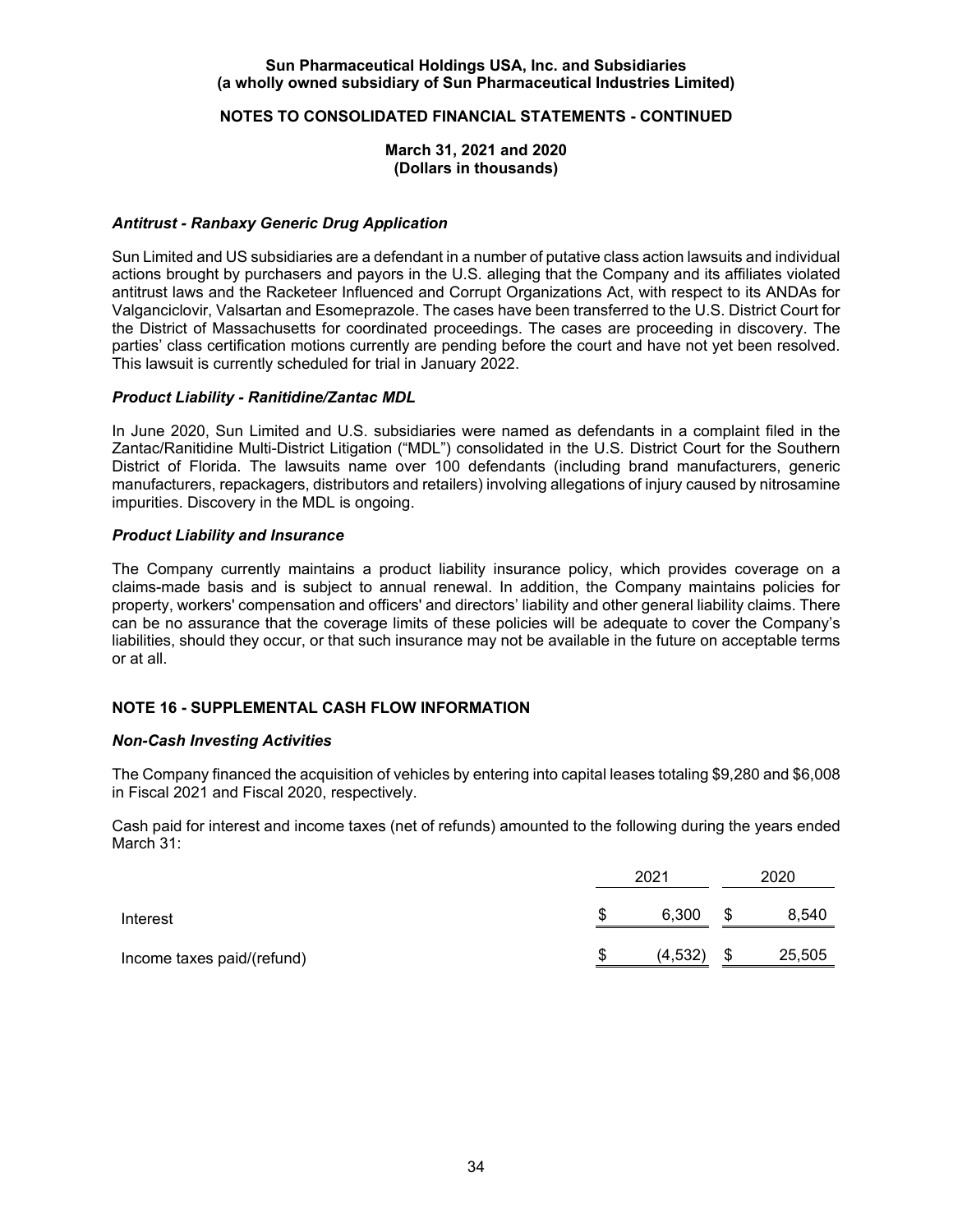### *Antitrust - Ranbaxy Generic Drug Application*

Sun Limited and US subsidiaries are a defendant in a number of putative class action lawsuits and individual actions brought by purchasers and payors in the U.S. alleging that the Company and its affiliates violated antitrust laws and the Racketeer Influenced and Corrupt Organizations Act, with respect to its ANDAs for Valganciclovir, Valsartan and Esomeprazole. The cases have been transferred to the U.S. District Court for the District of Massachusetts for coordinated proceedings. The cases are proceeding in discovery. The parties' class certification motions currently are pending before the court and have not yet been resolved. This lawsuit is currently scheduled for trial in January 2022.

### *Product Liability - Ranitidine/Zantac MDL*

In June 2020, Sun Limited and U.S. subsidiaries were named as defendants in a complaint filed in the Zantac/Ranitidine Multi-District Litigation ("MDL") consolidated in the U.S. District Court for the Southern District of Florida. The lawsuits name over 100 defendants (including brand manufacturers, generic manufacturers, repackagers, distributors and retailers) involving allegations of injury caused by nitrosamine impurities. Discovery in the MDL is ongoing.

### *Product Liability and Insurance*

The Company currently maintains a product liability insurance policy, which provides coverage on a claims-made basis and is subject to annual renewal. In addition, the Company maintains policies for property, workers' compensation and officers' and directors' liability and other general liability claims. There can be no assurance that the coverage limits of these policies will be adequate to cover the Company's liabilities, should they occur, or that such insurance may not be available in the future on acceptable terms or at all.

## NOTE 16 - SUPPLEMENTAL CASH FLOW INFORMATION

### *Non-Cash Investing Activities*

The Company financed the acquisition of vehicles by entering into capital leases totaling $9,280 and $6,008 in Fiscal 2021 and Fiscal 2020, respectively.

Cash paid for interest and income taxes (net of refunds) amounted to the following during the years ended March 31:

| | 2021 | 2020 |
|---|---|---|
| Interest | $ 6,300 | $ 8,540 |
| Income taxes paid/(refund) | $ (4,532) | $ 25,505 |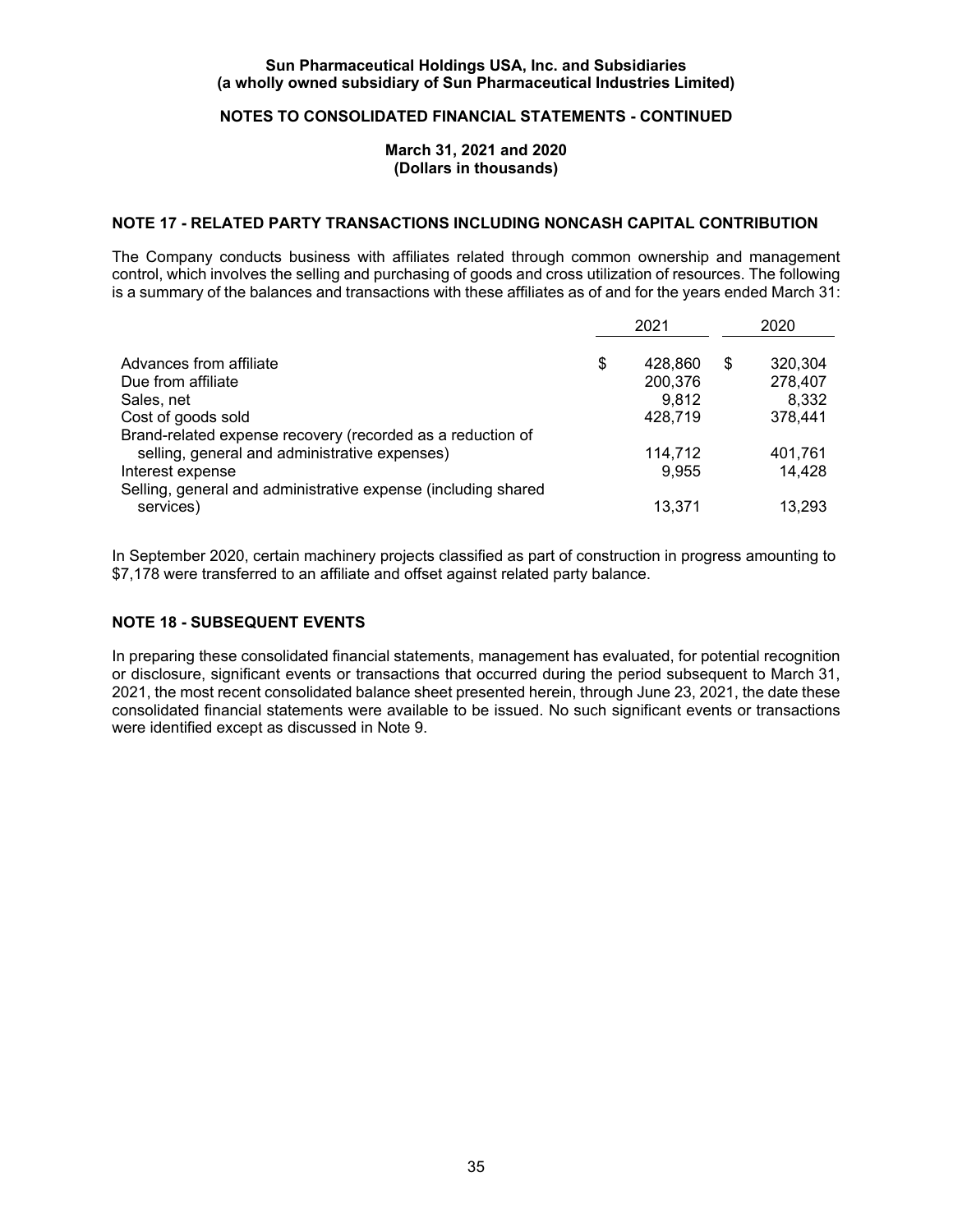**Sun Pharmaceutical Holdings USA, Inc. and Subsidiaries**
**(a wholly owned subsidiary of Sun Pharmaceutical Industries Limited)**

**NOTES TO CONSOLIDATED FINANCIAL STATEMENTS - CONTINUED**

**March 31, 2021 and 2020**
**(Dollars in thousands)**

## NOTE 17 - RELATED PARTY TRANSACTIONS INCLUDING NONCASH CAPITAL CONTRIBUTION

The Company conducts business with affiliates related through common ownership and management control, which involves the selling and purchasing of goods and cross utilization of resources. The following is a summary of the balances and transactions with these affiliates as of and for the years ended March 31:

| | 2021 | 2020 |
|---|---|---|
| Advances from affiliate | $ 428,860 | $ 320,304 |
| Due from affiliate | 200,376 | 278,407 |
| Sales, net | 9,812 | 8,332 |
| Cost of goods sold | 428,719 | 378,441 |
| Brand-related expense recovery (recorded as a reduction of selling, general and administrative expenses) | 114,712 | 401,761 |
| Interest expense | 9,955 | 14,428 |
| Selling, general and administrative expense (including shared services) | 13,371 | 13,293 |

In September 2020, certain machinery projects classified as part of construction in progress amounting to $7,178 were transferred to an affiliate and offset against related party balance.

## NOTE 18 - SUBSEQUENT EVENTS

In preparing these consolidated financial statements, management has evaluated, for potential recognition or disclosure, significant events or transactions that occurred during the period subsequent to March 31, 2021, the most recent consolidated balance sheet presented herein, through June 23, 2021, the date these consolidated financial statements were available to be issued. No such significant events or transactions were identified except as discussed in Note 9.